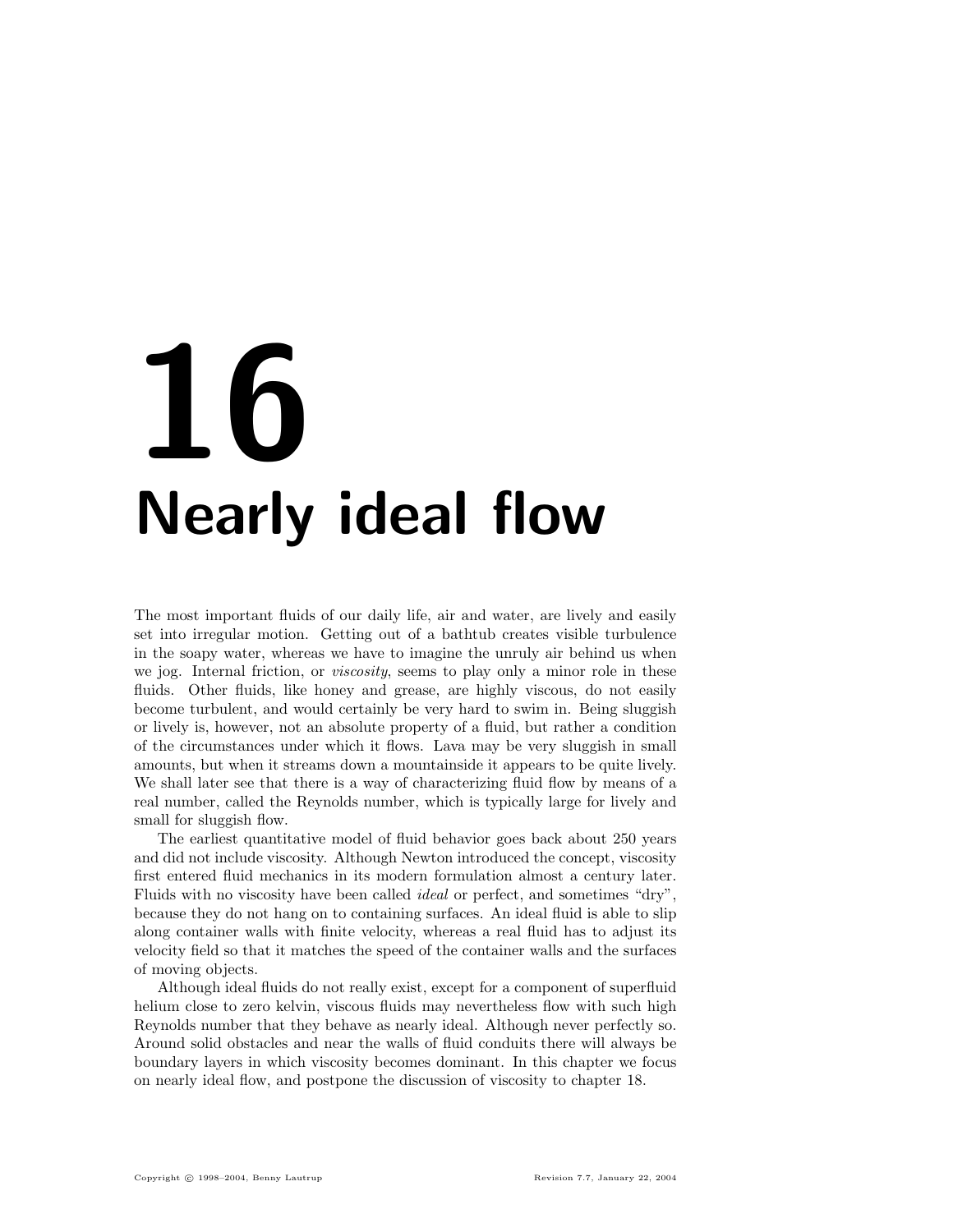# 16 Nearly ideal flow

The most important fluids of our daily life, air and water, are lively and easily set into irregular motion. Getting out of a bathtub creates visible turbulence in the soapy water, whereas we have to imagine the unruly air behind us when we jog. Internal friction, or *viscosity*, seems to play only a minor role in these fluids. Other fluids, like honey and grease, are highly viscous, do not easily become turbulent, and would certainly be very hard to swim in. Being sluggish or lively is, however, not an absolute property of a fluid, but rather a condition of the circumstances under which it flows. Lava may be very sluggish in small amounts, but when it streams down a mountainside it appears to be quite lively. We shall later see that there is a way of characterizing fluid flow by means of a real number, called the Reynolds number, which is typically large for lively and small for sluggish flow.

The earliest quantitative model of fluid behavior goes back about 250 years and did not include viscosity. Although Newton introduced the concept, viscosity first entered fluid mechanics in its modern formulation almost a century later. Fluids with no viscosity have been called *ideal* or perfect, and sometimes "dry", because they do not hang on to containing surfaces. An ideal fluid is able to slip along container walls with finite velocity, whereas a real fluid has to adjust its velocity field so that it matches the speed of the container walls and the surfaces of moving objects.

Although ideal fluids do not really exist, except for a component of superfluid helium close to zero kelvin, viscous fluids may nevertheless flow with such high Reynolds number that they behave as nearly ideal. Although never perfectly so. Around solid obstacles and near the walls of fluid conduits there will always be boundary layers in which viscosity becomes dominant. In this chapter we focus on nearly ideal flow, and postpone the discussion of viscosity to chapter 18.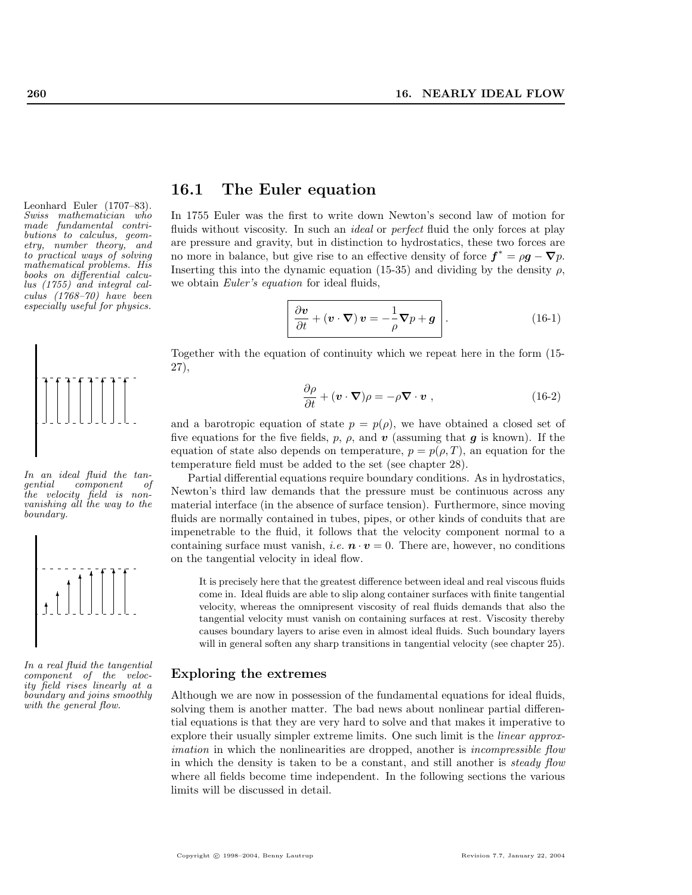## 16.1 The Euler equation

Leonhard Euler (1707–83). *Swiss mathematician who made fundamental contributions to calculus, geometry, number theory, and to practical ways of solving mathematical problems. His books on differential calculus (1755) and integral calculus (1768–70) have been especially useful for physics.*

In 1755 Euler was the first to write down Newton's second law of motion for fluids without viscosity. In such an *ideal* or *perfect* fluid the only forces at play are pressure and gravity, but in distinction to hydrostatics, these two forces are no more in balance, but give rise to an effective density of force $\boldsymbol{f}^* = \rho \boldsymbol{g} - \boldsymbol{\nabla} p$. Inserting this into the dynamic equation (15-35) and dividing by the density $\rho$, we obtain *Euler's equation* for ideal fluids,

$$\boxed{\frac{\partial \boldsymbol{v}}{\partial t} + (\boldsymbol{v} \cdot \boldsymbol{\nabla})\, \boldsymbol{v} = -\frac{1}{\rho} \boldsymbol{\nabla} p + \boldsymbol{g}} \,. \tag{16-1}$$

Together with the equation of continuity which we repeat here in the form (15-27),

$$\frac{\partial \rho}{\partial t} + (\boldsymbol{v} \cdot \boldsymbol{\nabla}) \rho = -\rho \boldsymbol{\nabla} \cdot \boldsymbol{v} \,, \tag{16-2}$$

and a barotropic equation of state $p = p(\rho)$, we have obtained a closed set of five equations for the five fields, $p$, $\rho$, and $\boldsymbol{v}$ (assuming that $\boldsymbol{g}$ is known). If the equation of state also depends on temperature, $p = p(\rho, T)$, an equation for the temperature field must be added to the set (see chapter 28).

Partial differential equations require boundary conditions. As in hydrostatics, Newton's third law demands that the pressure must be continuous across any material interface (in the absence of surface tension). Furthermore, since moving fluids are normally contained in tubes, pipes, or other kinds of conduits that are impenetrable to the fluid, it follows that the velocity component normal to a containing surface must vanish, *i.e.* $\boldsymbol{n} \cdot \boldsymbol{v} = 0$. There are, however, no conditions on the tangential velocity in ideal flow.

*In an ideal fluid the tangential component of the velocity field is nonvanishing all the way to the boundary.*

*In a real fluid the tangential component of the velocity field rises linearly at a boundary and joins smoothly with the general flow.*

It is precisely here that the greatest difference between ideal and real viscous fluids come in. Ideal fluids are able to slip along container surfaces with finite tangential velocity, whereas the omnipresent viscosity of real fluids demands that also the tangential velocity must vanish on containing surfaces at rest. Viscosity thereby causes boundary layers to arise even in almost ideal fluids. Such boundary layers will in general soften any sharp transitions in tangential velocity (see chapter 25).

### Exploring the extremes

Although we are now in possession of the fundamental equations for ideal fluids, solving them is another matter. The bad news about nonlinear partial differential equations is that they are very hard to solve and that makes it imperative to explore their usually simpler extreme limits. One such limit is the *linear approximation* in which the nonlinearities are dropped, another is *incompressible flow* in which the density is taken to be a constant, and still another is *steady flow* where all fields become time independent. In the following sections the various limits will be discussed in detail.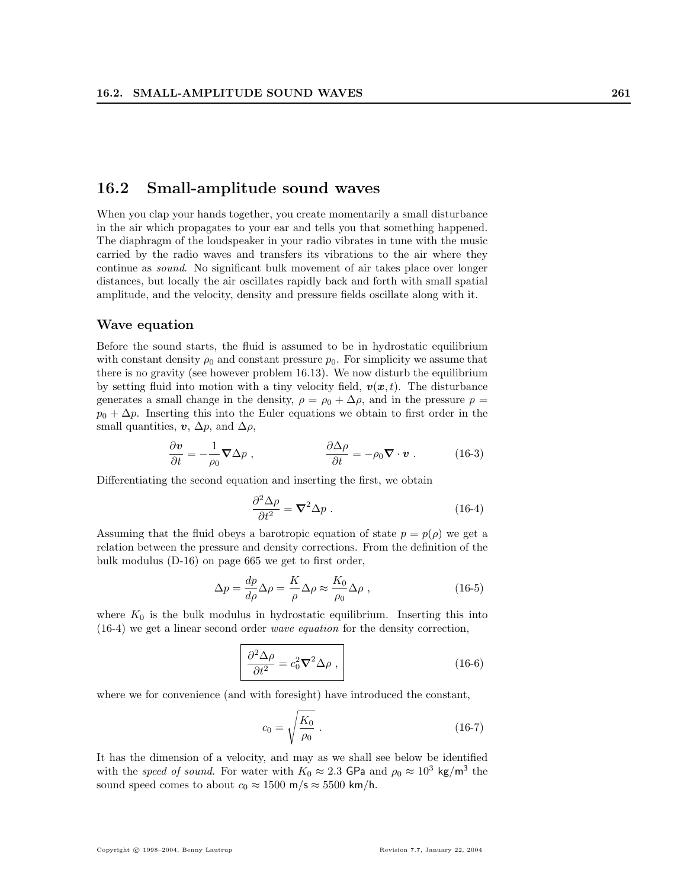## 16.2 Small-amplitude sound waves

When you clap your hands together, you create momentarily a small disturbance in the air which propagates to your ear and tells you that something happened. The diaphragm of the loudspeaker in your radio vibrates in tune with the music carried by the radio waves and transfers its vibrations to the air where they continue as *sound*. No significant bulk movement of air takes place over longer distances, but locally the air oscillates rapidly back and forth with small spatial amplitude, and the velocity, density and pressure fields oscillate along with it.

### Wave equation

Before the sound starts, the fluid is assumed to be in hydrostatic equilibrium with constant density $\rho_0$ and constant pressure $p_0$. For simplicity we assume that there is no gravity (see however problem 16.13). We now disturb the equilibrium by setting fluid into motion with a tiny velocity field, $\boldsymbol{v}(\boldsymbol{x}, t)$. The disturbance generates a small change in the density, $\rho = \rho_0 + \Delta\rho$, and in the pressure $p = p_0 + \Delta p$. Inserting this into the Euler equations we obtain to first order in the small quantities, $\boldsymbol{v}$, $\Delta p$, and $\Delta\rho$,

$$\frac{\partial \boldsymbol{v}}{\partial t} = -\frac{1}{\rho_0}\boldsymbol{\nabla}\Delta p \,, \qquad\qquad \frac{\partial \Delta\rho}{\partial t} = -\rho_0 \boldsymbol{\nabla}\cdot\boldsymbol{v} \,. \tag{16-3}$$

Differentiating the second equation and inserting the first, we obtain

$$\frac{\partial^2 \Delta\rho}{\partial t^2} = \boldsymbol{\nabla}^2 \Delta p \,. \tag{16-4}$$

Assuming that the fluid obeys a barotropic equation of state $p = p(\rho)$ we get a relation between the pressure and density corrections. From the definition of the bulk modulus (D-16) on page 665 we get to first order,

$$\Delta p = \frac{dp}{d\rho}\Delta\rho = \frac{K}{\rho}\Delta\rho \approx \frac{K_0}{\rho_0}\Delta\rho \,, \tag{16-5}$$

where $K_0$ is the bulk modulus in hydrostatic equilibrium. Inserting this into (16-4) we get a linear second order *wave equation* for the density correction,

$$\boxed{\frac{\partial^2 \Delta\rho}{\partial t^2} = c_0^2 \boldsymbol{\nabla}^2 \Delta\rho \,,} \tag{16-6}$$

where we for convenience (and with foresight) have introduced the constant,

$$c_0 = \sqrt{\frac{K_0}{\rho_0}} \,. \tag{16-7}$$

It has the dimension of a velocity, and may as we shall see below be identified with the *speed of sound*. For water with $K_0 \approx 2.3$ GPa and $\rho_0 \approx 10^3$ kg/m$^3$ the sound speed comes to about $c_0 \approx 1500$ m/s $\approx 5500$ km/h.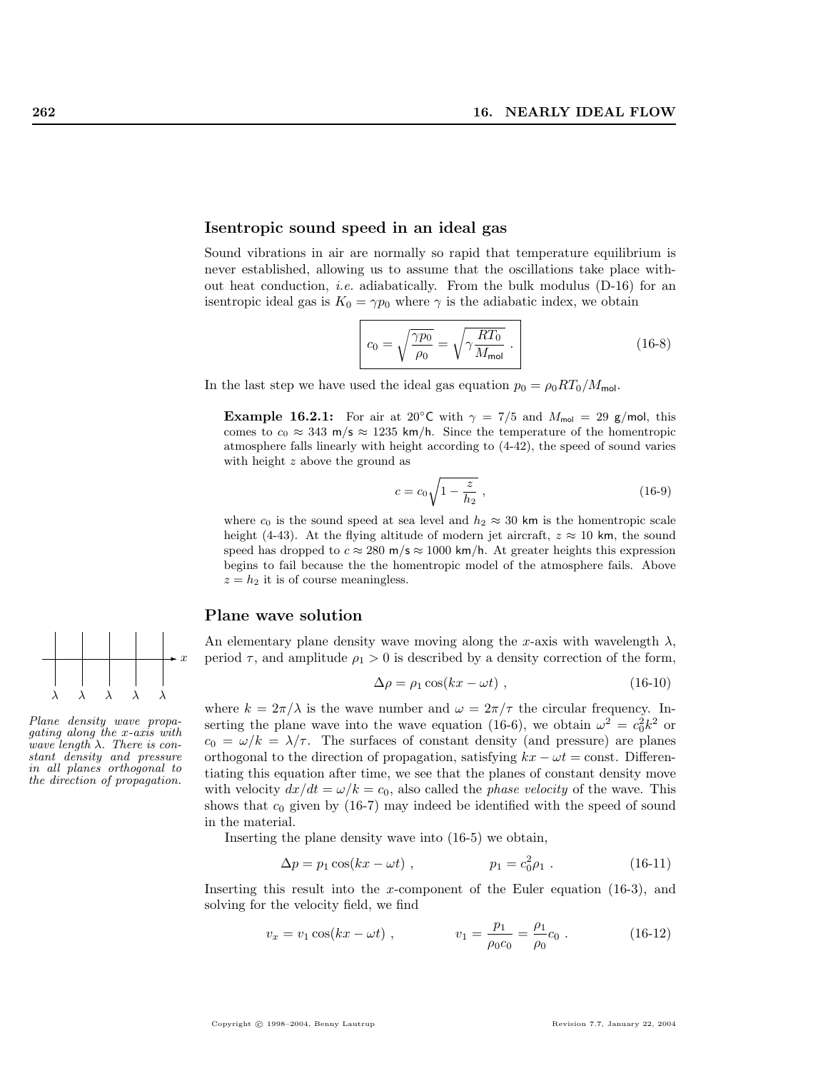## Isentropic sound speed in an ideal gas

Sound vibrations in air are normally so rapid that temperature equilibrium is never established, allowing us to assume that the oscillations take place without heat conduction, *i.e.* adiabatically. From the bulk modulus (D-16) for an isentropic ideal gas is $K_0 = \gamma p_0$ where $\gamma$ is the adiabatic index, we obtain

$$\boxed{c_0 = \sqrt{\frac{\gamma p_0}{\rho_0}} = \sqrt{\gamma \frac{RT_0}{M_{\mathsf{mol}}}}\ .} \tag{16-8}$$

In the last step we have used the ideal gas equation $p_0 = \rho_0 RT_0/M_{\mathsf{mol}}$.

**Example 16.2.1:** For air at 20°C with $\gamma = 7/5$ and $M_{\mathsf{mol}} = 29$ g/mol, this comes to $c_0 \approx 343$ m/s $\approx 1235$ km/h. Since the temperature of the homentropic atmosphere falls linearly with height according to (4-42), the speed of sound varies with height $z$ above the ground as

$$c = c_0 \sqrt{1 - \frac{z}{h_2}}\ , \tag{16-9}$$

where $c_0$ is the sound speed at sea level and $h_2 \approx 30$ km is the homentropic scale height (4-43). At the flying altitude of modern jet aircraft, $z \approx 10$ km, the sound speed has dropped to $c \approx 280$ m/s $\approx 1000$ km/h. At greater heights this expression begins to fail because the the homentropic model of the atmosphere fails. Above $z = h_2$ it is of course meaningless.

## Plane wave solution

*Plane density wave propagating along the x-axis with wave length $\lambda$. There is constant density and pressure in all planes orthogonal to the direction of propagation.*

An elementary plane density wave moving along the $x$-axis with wavelength $\lambda$, period $\tau$, and amplitude $\rho_1 > 0$ is described by a density correction of the form,

$$\Delta\rho = \rho_1 \cos(kx - \omega t)\ , \tag{16-10}$$

where $k = 2\pi/\lambda$ is the wave number and $\omega = 2\pi/\tau$ the circular frequency. Inserting the plane wave into the wave equation (16-6), we obtain $\omega^2 = c_0^2 k^2$ or $c_0 = \omega/k = \lambda/\tau$. The surfaces of constant density (and pressure) are planes orthogonal to the direction of propagation, satisfying $kx - \omega t = \text{const}$. Differentiating this equation after time, we see that the planes of constant density move with velocity $dx/dt = \omega/k = c_0$, also called the *phase velocity* of the wave. This shows that $c_0$ given by (16-7) may indeed be identified with the speed of sound in the material.

Inserting the plane density wave into (16-5) we obtain,

$$\Delta p = p_1 \cos(kx - \omega t)\ , \qquad\qquad p_1 = c_0^2 \rho_1\ . \tag{16-11}$$

Inserting this result into the $x$-component of the Euler equation (16-3), and solving for the velocity field, we find

$$v_x = v_1 \cos(kx - \omega t)\ , \qquad\qquad v_1 = \frac{p_1}{\rho_0 c_0} = \frac{\rho_1}{\rho_0} c_0\ . \tag{16-12}$$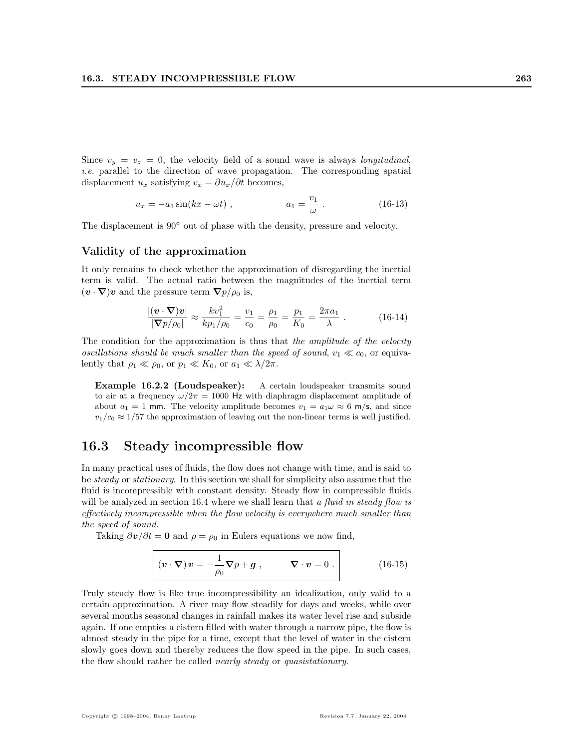Since $v_y = v_z = 0$, the velocity field of a sound wave is always *longitudinal*, *i.e.* parallel to the direction of wave propagation. The corresponding spatial displacement $u_x$ satisfying $v_x = \partial u_x/\partial t$ becomes,

$$u_x = -a_1 \sin(kx - \omega t) \ , \qquad\qquad a_1 = \frac{v_1}{\omega} \ . \tag{16-13}$$

The displacement is $90^\circ$ out of phase with the density, pressure and velocity.

### Validity of the approximation

It only remains to check whether the approximation of disregarding the inertial term is valid. The actual ratio between the magnitudes of the inertial term $(\boldsymbol{v} \cdot \boldsymbol{\nabla})\boldsymbol{v}$ and the pressure term $\boldsymbol{\nabla} p/\rho_0$ is,

$$\frac{|(\boldsymbol{v} \cdot \boldsymbol{\nabla})\boldsymbol{v}|}{|\boldsymbol{\nabla} p/\rho_0|} \approx \frac{k v_1^2}{k p_1/\rho_0} = \frac{v_1}{c_0} = \frac{\rho_1}{\rho_0} = \frac{p_1}{K_0} = \frac{2\pi a_1}{\lambda} \ . \tag{16-14}$$

The condition for the approximation is thus that *the amplitude of the velocity oscillations should be much smaller than the speed of sound*, $v_1 \ll c_0$, or equivalently that $\rho_1 \ll \rho_0$, or $p_1 \ll K_0$, or $a_1 \ll \lambda/2\pi$.

**Example 16.2.2 (Loudspeaker):** A certain loudspeaker transmits sound to air at a frequency $\omega/2\pi = 1000$ Hz with diaphragm displacement amplitude of about $a_1 = 1$ mm. The velocity amplitude becomes $v_1 = a_1\omega \approx 6$ m/s, and since $v_1/c_0 \approx 1/57$ the approximation of leaving out the non-linear terms is well justified.

## 16.3 Steady incompressible flow

In many practical uses of fluids, the flow does not change with time, and is said to be *steady* or *stationary*. In this section we shall for simplicity also assume that the fluid is incompressible with constant density. Steady flow in compressible fluids will be analyzed in section 16.4 where we shall learn that *a fluid in steady flow is effectively incompressible when the flow velocity is everywhere much smaller than the speed of sound*.

Taking $\partial \boldsymbol{v}/\partial t = \boldsymbol{0}$ and $\rho = \rho_0$ in Eulers equations we now find,

$$\boxed{(\boldsymbol{v} \cdot \boldsymbol{\nabla})\,\boldsymbol{v} = -\frac{1}{\rho_0}\boldsymbol{\nabla} p + \boldsymbol{g} \ , \qquad \boldsymbol{\nabla} \cdot \boldsymbol{v} = 0 \ .} \tag{16-15}$$

Truly steady flow is like true incompressibility an idealization, only valid to a certain approximation. A river may flow steadily for days and weeks, while over several months seasonal changes in rainfall makes its water level rise and subside again. If one empties a cistern filled with water through a narrow pipe, the flow is almost steady in the pipe for a time, except that the level of water in the cistern slowly goes down and thereby reduces the flow speed in the pipe. In such cases, the flow should rather be called *nearly steady* or *quasistationary*.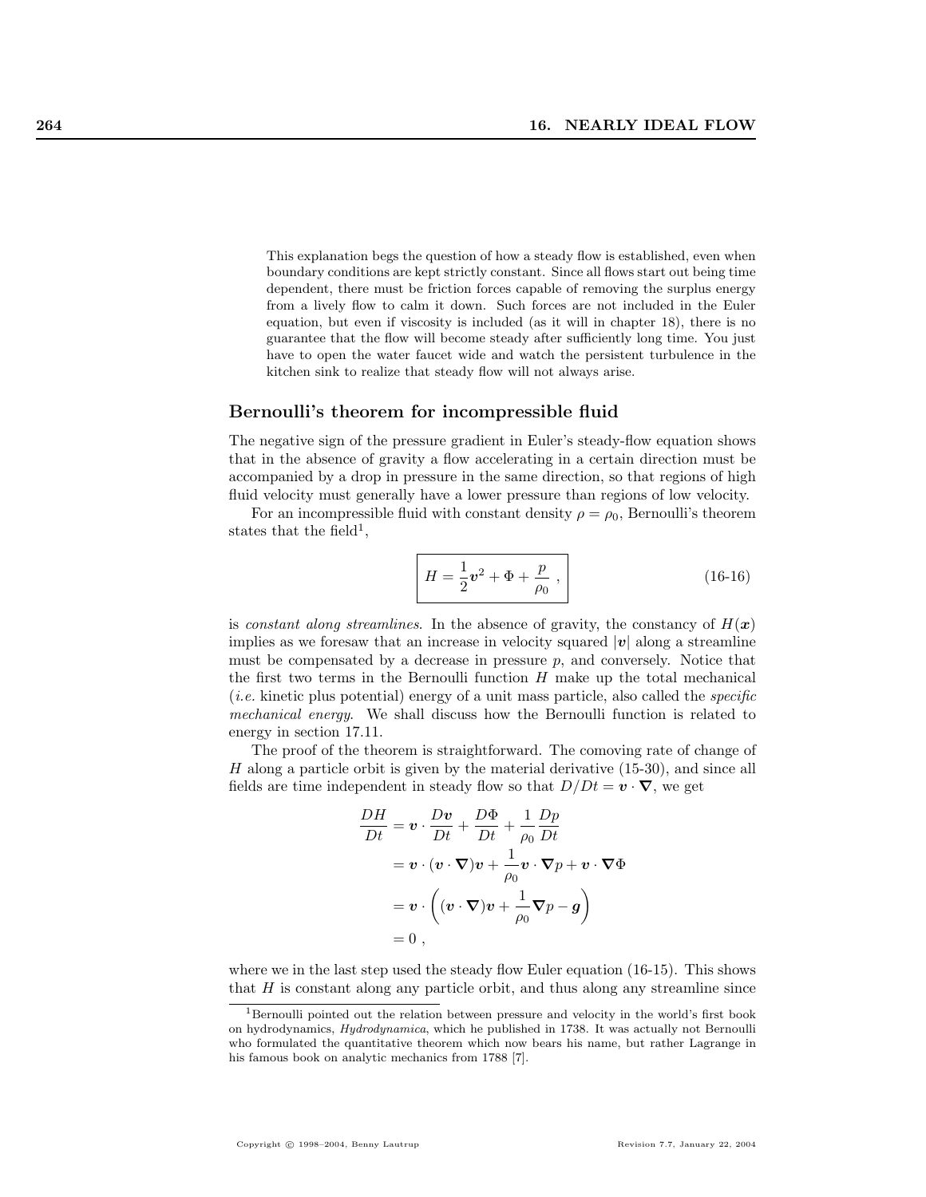This explanation begs the question of how a steady flow is established, even when boundary conditions are kept strictly constant. Since all flows start out being time dependent, there must be friction forces capable of removing the surplus energy from a lively flow to calm it down. Such forces are not included in the Euler equation, but even if viscosity is included (as it will in chapter 18), there is no guarantee that the flow will become steady after sufficiently long time. You just have to open the water faucet wide and watch the persistent turbulence in the kitchen sink to realize that steady flow will not always arise.

## Bernoulli's theorem for incompressible fluid

The negative sign of the pressure gradient in Euler's steady-flow equation shows that in the absence of gravity a flow accelerating in a certain direction must be accompanied by a drop in pressure in the same direction, so that regions of high fluid velocity must generally have a lower pressure than regions of low velocity.

For an incompressible fluid with constant density $\rho = \rho_0$, Bernoulli's theorem states that the field[1],

$$\boxed{H = \frac{1}{2}\boldsymbol{v}^2 + \Phi + \frac{p}{\rho_0}\ ,} \tag{16-16}$$

is *constant along streamlines*. In the absence of gravity, the constancy of $H(\boldsymbol{x})$ implies as we foresaw that an increase in velocity squared $|\boldsymbol{v}|$ along a streamline must be compensated by a decrease in pressure $p$, and conversely. Notice that the first two terms in the Bernoulli function $H$ make up the total mechanical (*i.e.* kinetic plus potential) energy of a unit mass particle, also called the *specific mechanical energy*. We shall discuss how the Bernoulli function is related to energy in section 17.11.

The proof of the theorem is straightforward. The comoving rate of change of $H$ along a particle orbit is given by the material derivative (15-30), and since all fields are time independent in steady flow so that $D/Dt = \boldsymbol{v}\cdot\boldsymbol{\nabla}$, we get

$$\begin{aligned}
\frac{DH}{Dt} &= \boldsymbol{v}\cdot\frac{D\boldsymbol{v}}{Dt} + \frac{D\Phi}{Dt} + \frac{1}{\rho_0}\frac{Dp}{Dt} \\
&= \boldsymbol{v}\cdot(\boldsymbol{v}\cdot\boldsymbol{\nabla})\boldsymbol{v} + \frac{1}{\rho_0}\boldsymbol{v}\cdot\boldsymbol{\nabla}p + \boldsymbol{v}\cdot\boldsymbol{\nabla}\Phi \\
&= \boldsymbol{v}\cdot\left((\boldsymbol{v}\cdot\boldsymbol{\nabla})\boldsymbol{v} + \frac{1}{\rho_0}\boldsymbol{\nabla}p - \boldsymbol{g}\right) \\
&= 0\ ,
\end{aligned}$$

where we in the last step used the steady flow Euler equation (16-15). This shows that $H$ is constant along any particle orbit, and thus along any streamline since

[1] Bernoulli pointed out the relation between pressure and velocity in the world's first book on hydrodynamics, *Hydrodynamica*, which he published in 1738. It was actually not Bernoulli who formulated the quantitative theorem which now bears his name, but rather Lagrange in his famous book on analytic mechanics from 1788 [7].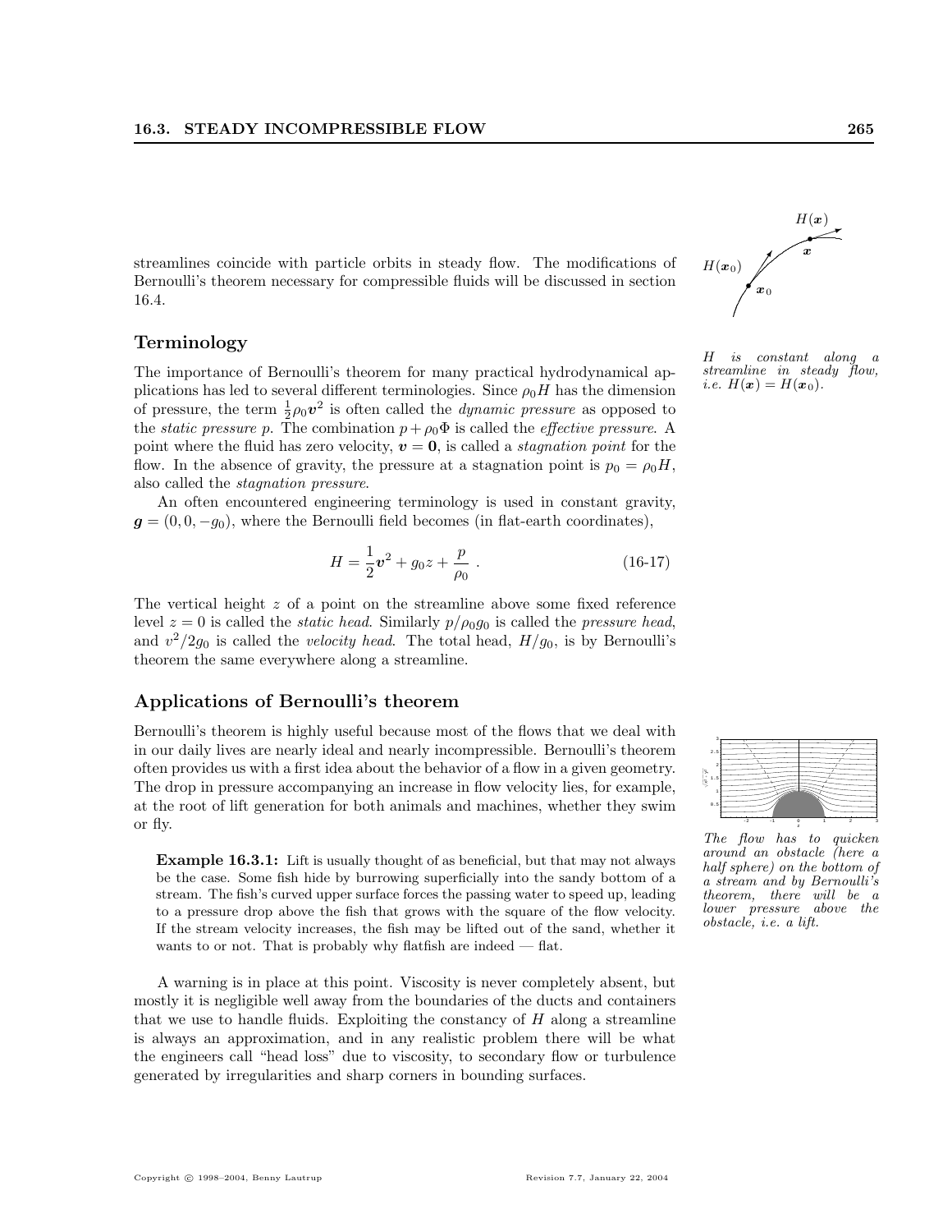streamlines coincide with particle orbits in steady flow. The modifications of Bernoulli's theorem necessary for compressible fluids will be discussed in section 16.4.

*$H$ is constant along a streamline in steady flow, i.e. $H(\boldsymbol{x}) = H(\boldsymbol{x}_0)$.*

## Terminology

The importance of Bernoulli's theorem for many practical hydrodynamical applications has led to several different terminologies. Since $\rho_0 H$ has the dimension of pressure, the term $\frac{1}{2}\rho_0 \boldsymbol{v}^2$ is often called the *dynamic pressure* as opposed to the *static pressure* $p$. The combination $p + \rho_0\Phi$ is called the *effective pressure*. A point where the fluid has zero velocity, $\boldsymbol{v} = \boldsymbol{0}$, is called a *stagnation point* for the flow. In the absence of gravity, the pressure at a stagnation point is $p_0 = \rho_0 H$, also called the *stagnation pressure*.

An often encountered engineering terminology is used in constant gravity, $\boldsymbol{g} = (0, 0, -g_0)$, where the Bernoulli field becomes (in flat-earth coordinates),

$$H = \frac{1}{2}\boldsymbol{v}^2 + g_0 z + \frac{p}{\rho_0} \ . \tag{16-17}$$

The vertical height $z$ of a point on the streamline above some fixed reference level $z = 0$ is called the *static head*. Similarly $p/\rho_0 g_0$ is called the *pressure head*, and $v^2/2g_0$ is called the *velocity head*. The total head, $H/g_0$, is by Bernoulli's theorem the same everywhere along a streamline.

## Applications of Bernoulli's theorem

Bernoulli's theorem is highly useful because most of the flows that we deal with in our daily lives are nearly ideal and nearly incompressible. Bernoulli's theorem often provides us with a first idea about the behavior of a flow in a given geometry. The drop in pressure accompanying an increase in flow velocity lies, for example, at the root of lift generation for both animals and machines, whether they swim or fly.

*The flow has to quicken around an obstacle (here a half sphere) on the bottom of a stream and by Bernoulli's theorem, there will be a lower pressure above the obstacle, i.e. a lift.*

> **Example 16.3.1:** Lift is usually thought of as beneficial, but that may not always be the case. Some fish hide by burrowing superficially into the sandy bottom of a stream. The fish's curved upper surface forces the passing water to speed up, leading to a pressure drop above the fish that grows with the square of the flow velocity. If the stream velocity increases, the fish may be lifted out of the sand, whether it wants to or not. That is probably why flatfish are indeed — flat.

A warning is in place at this point. Viscosity is never completely absent, but mostly it is negligible well away from the boundaries of the ducts and containers that we use to handle fluids. Exploiting the constancy of $H$ along a streamline is always an approximation, and in any realistic problem there will be what the engineers call "head loss" due to viscosity, to secondary flow or turbulence generated by irregularities and sharp corners in bounding surfaces.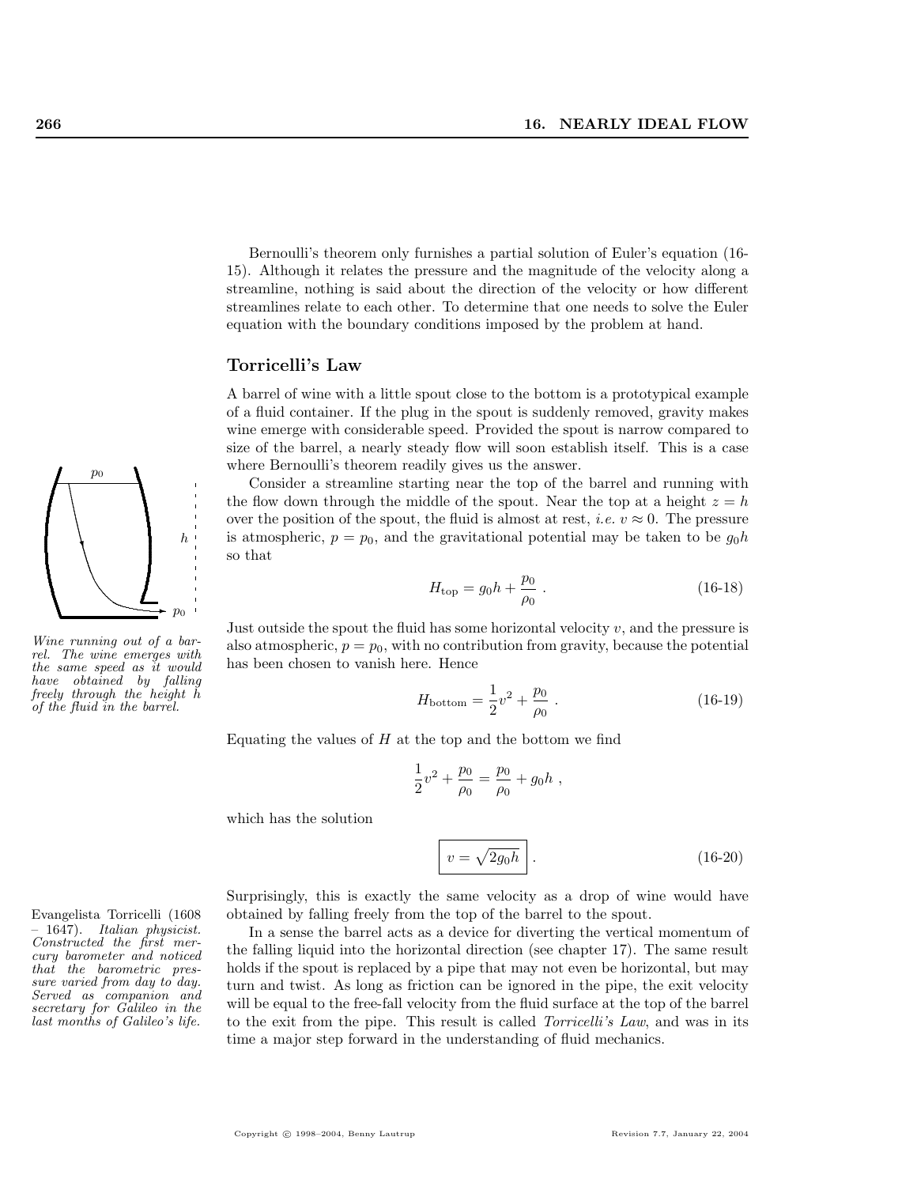Bernoulli's theorem only furnishes a partial solution of Euler's equation (16-15). Although it relates the pressure and the magnitude of the velocity along a streamline, nothing is said about the direction of the velocity or how different streamlines relate to each other. To determine that one needs to solve the Euler equation with the boundary conditions imposed by the problem at hand.

## Torricelli's Law

A barrel of wine with a little spout close to the bottom is a prototypical example of a fluid container. If the plug in the spout is suddenly removed, gravity makes wine emerge with considerable speed. Provided the spout is narrow compared to size of the barrel, a nearly steady flow will soon establish itself. This is a case where Bernoulli's theorem readily gives us the answer.

*Wine running out of a barrel. The wine emerges with the same speed as it would have obtained by falling freely through the height h of the fluid in the barrel.*

Consider a streamline starting near the top of the barrel and running with the flow down through the middle of the spout. Near the top at a height $z = h$ over the position of the spout, the fluid is almost at rest, *i.e.* $v \approx 0$. The pressure is atmospheric, $p = p_0$, and the gravitational potential may be taken to be $g_0 h$ so that

$$H_{\text{top}} = g_0 h + \frac{p_0}{\rho_0} \ . \qquad (16\text{-}18)$$

Just outside the spout the fluid has some horizontal velocity $v$, and the pressure is also atmospheric, $p = p_0$, with no contribution from gravity, because the potential has been chosen to vanish here. Hence

$$H_{\text{bottom}} = \frac{1}{2}v^2 + \frac{p_0}{\rho_0} \ . \qquad (16\text{-}19)$$

Equating the values of $H$ at the top and the bottom we find

$$\frac{1}{2}v^2 + \frac{p_0}{\rho_0} = \frac{p_0}{\rho_0} + g_0 h \ ,$$

which has the solution

$$\boxed{v = \sqrt{2 g_0 h}} \ . \qquad (16\text{-}20)$$

Surprisingly, this is exactly the same velocity as a drop of wine would have obtained by falling freely from the top of the barrel to the spout.

Evangelista Torricelli (1608 – 1647). *Italian physicist. Constructed the first mercury barometer and noticed that the barometric pressure varied from day to day. Served as companion and secretary for Galileo in the last months of Galileo's life.*

In a sense the barrel acts as a device for diverting the vertical momentum of the falling liquid into the horizontal direction (see chapter 17). The same result holds if the spout is replaced by a pipe that may not even be horizontal, but may turn and twist. As long as friction can be ignored in the pipe, the exit velocity will be equal to the free-fall velocity from the fluid surface at the top of the barrel to the exit from the pipe. This result is called *Torricelli's Law*, and was in its time a major step forward in the understanding of fluid mechanics.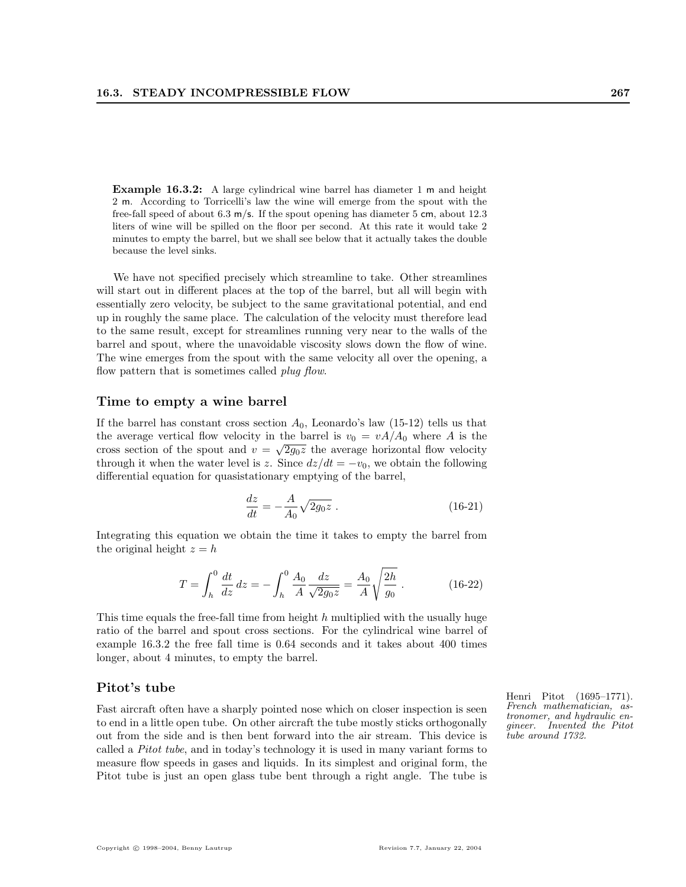**Example 16.3.2:** A large cylindrical wine barrel has diameter 1 m and height 2 m. According to Torricelli's law the wine will emerge from the spout with the free-fall speed of about 6.3 m/s. If the spout opening has diameter 5 cm, about 12.3 liters of wine will be spilled on the floor per second. At this rate it would take 2 minutes to empty the barrel, but we shall see below that it actually takes the double because the level sinks.

We have not specified precisely which streamline to take. Other streamlines will start out in different places at the top of the barrel, but all will begin with essentially zero velocity, be subject to the same gravitational potential, and end up in roughly the same place. The calculation of the velocity must therefore lead to the same result, except for streamlines running very near to the walls of the barrel and spout, where the unavoidable viscosity slows down the flow of wine. The wine emerges from the spout with the same velocity all over the opening, a flow pattern that is sometimes called *plug flow*.

### Time to empty a wine barrel

If the barrel has constant cross section $A_0$, Leonardo's law (15-12) tells us that the average vertical flow velocity in the barrel is $v_0 = vA/A_0$ where $A$ is the cross section of the spout and $v = \sqrt{2g_0 z}$ the average horizontal flow velocity through it when the water level is $z$. Since $dz/dt = -v_0$, we obtain the following differential equation for quasistationary emptying of the barrel,

$$\frac{dz}{dt} = -\frac{A}{A_0}\sqrt{2g_0 z} \ . \tag{16-21}$$

Integrating this equation we obtain the time it takes to empty the barrel from the original height $z = h$

$$T = \int_h^0 \frac{dt}{dz}\, dz = -\int_h^0 \frac{A_0}{A}\frac{dz}{\sqrt{2g_0 z}} = \frac{A_0}{A}\sqrt{\frac{2h}{g_0}} \ . \tag{16-22}$$

This time equals the free-fall time from height $h$ multiplied with the usually huge ratio of the barrel and spout cross sections. For the cylindrical wine barrel of example 16.3.2 the free fall time is 0.64 seconds and it takes about 400 times longer, about 4 minutes, to empty the barrel.

### Pitot's tube

*Henri Pitot (1695–1771). French mathematician, astronomer, and hydraulic engineer. Invented the Pitot tube around 1732.*

Fast aircraft often have a sharply pointed nose which on closer inspection is seen to end in a little open tube. On other aircraft the tube mostly sticks orthogonally out from the side and is then bent forward into the air stream. This device is called a *Pitot tube*, and in today's technology it is used in many variant forms to measure flow speeds in gases and liquids. In its simplest and original form, the Pitot tube is just an open glass tube bent through a right angle. The tube is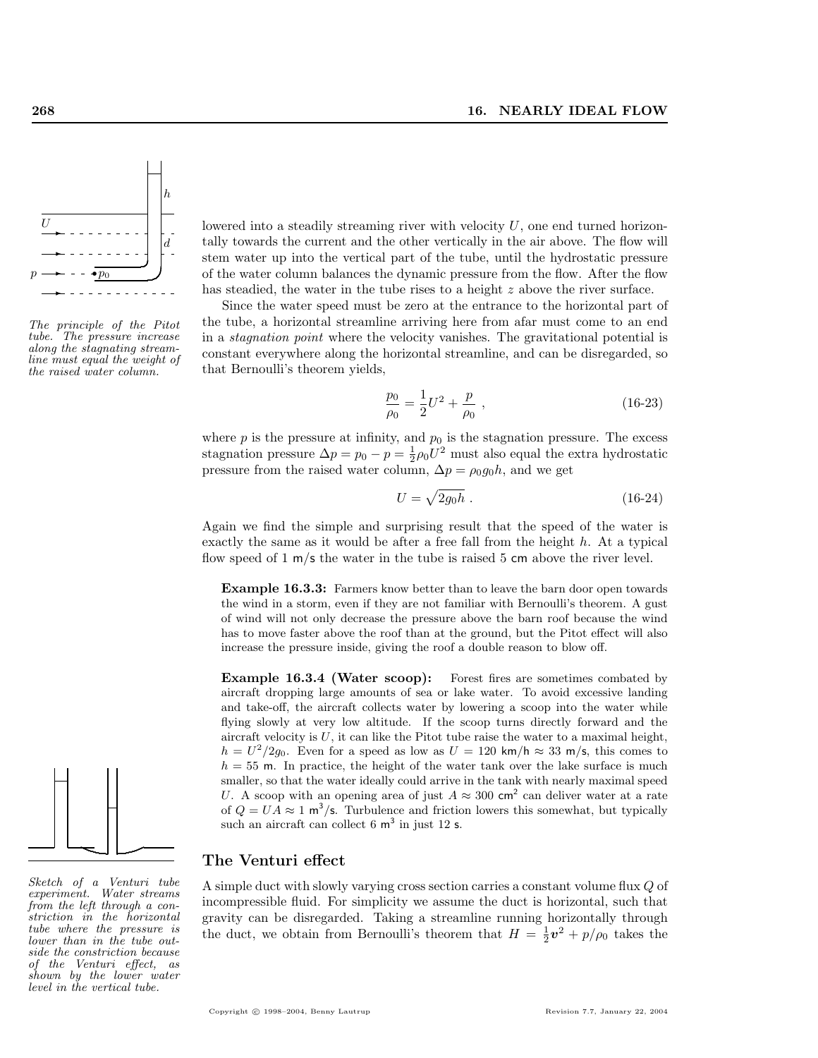lowered into a steadily streaming river with velocity $U$, one end turned horizontally towards the current and the other vertically in the air above. The flow will stem water up into the vertical part of the tube, until the hydrostatic pressure of the water column balances the dynamic pressure from the flow. After the flow has steadied, the water in the tube rises to a height $z$ above the river surface.

*The principle of the Pitot tube. The pressure increase along the stagnating streamline must equal the weight of the raised water column.*

Since the water speed must be zero at the entrance to the horizontal part of the tube, a horizontal streamline arriving here from afar must come to an end in a *stagnation point* where the velocity vanishes. The gravitational potential is constant everywhere along the horizontal streamline, and can be disregarded, so that Bernoulli's theorem yields,

$$\frac{p_0}{\rho_0} = \frac{1}{2}U^2 + \frac{p}{\rho_0} \; , \tag{16-23}$$

where $p$ is the pressure at infinity, and $p_0$ is the stagnation pressure. The excess stagnation pressure $\Delta p = p_0 - p = \frac{1}{2}\rho_0 U^2$ must also equal the extra hydrostatic pressure from the raised water column, $\Delta p = \rho_0 g_0 h$, and we get

$$U = \sqrt{2g_0 h} \; . \tag{16-24}$$

Again we find the simple and surprising result that the speed of the water is exactly the same as it would be after a free fall from the height $h$. At a typical flow speed of 1 m/s the water in the tube is raised 5 cm above the river level.

**Example 16.3.3:** Farmers know better than to leave the barn door open towards the wind in a storm, even if they are not familiar with Bernoulli's theorem. A gust of wind will not only decrease the pressure above the barn roof because the wind has to move faster above the roof than at the ground, but the Pitot effect will also increase the pressure inside, giving the roof a double reason to blow off.

**Example 16.3.4 (Water scoop):** Forest fires are sometimes combated by aircraft dropping large amounts of sea or lake water. To avoid excessive landing and take-off, the aircraft collects water by lowering a scoop into the water while flying slowly at very low altitude. If the scoop turns directly forward and the aircraft velocity is $U$, it can like the Pitot tube raise the water to a maximal height, $h = U^2/2g_0$. Even for a speed as low as $U = 120$ km/h $\approx 33$ m/s, this comes to $h = 55$ m. In practice, the height of the water tank over the lake surface is much smaller, so that the water ideally could arrive in the tank with nearly maximal speed $U$. A scoop with an opening area of just $A \approx 300$ cm$^2$ can deliver water at a rate of $Q = UA \approx 1$ m$^3$/s. Turbulence and friction lowers this somewhat, but typically such an aircraft can collect 6 m$^3$ in just 12 s.

## The Venturi effect

*Sketch of a Venturi tube experiment. Water streams from the left through a constriction in the horizontal tube where the pressure is lower than in the tube outside the constriction because of the Venturi effect, as shown by the lower water level in the vertical tube.*

A simple duct with slowly varying cross section carries a constant volume flux $Q$ of incompressible fluid. For simplicity we assume the duct is horizontal, such that gravity can be disregarded. Taking a streamline running horizontally through the duct, we obtain from Bernoulli's theorem that $H = \frac{1}{2}\boldsymbol{v}^2 + p/\rho_0$ takes the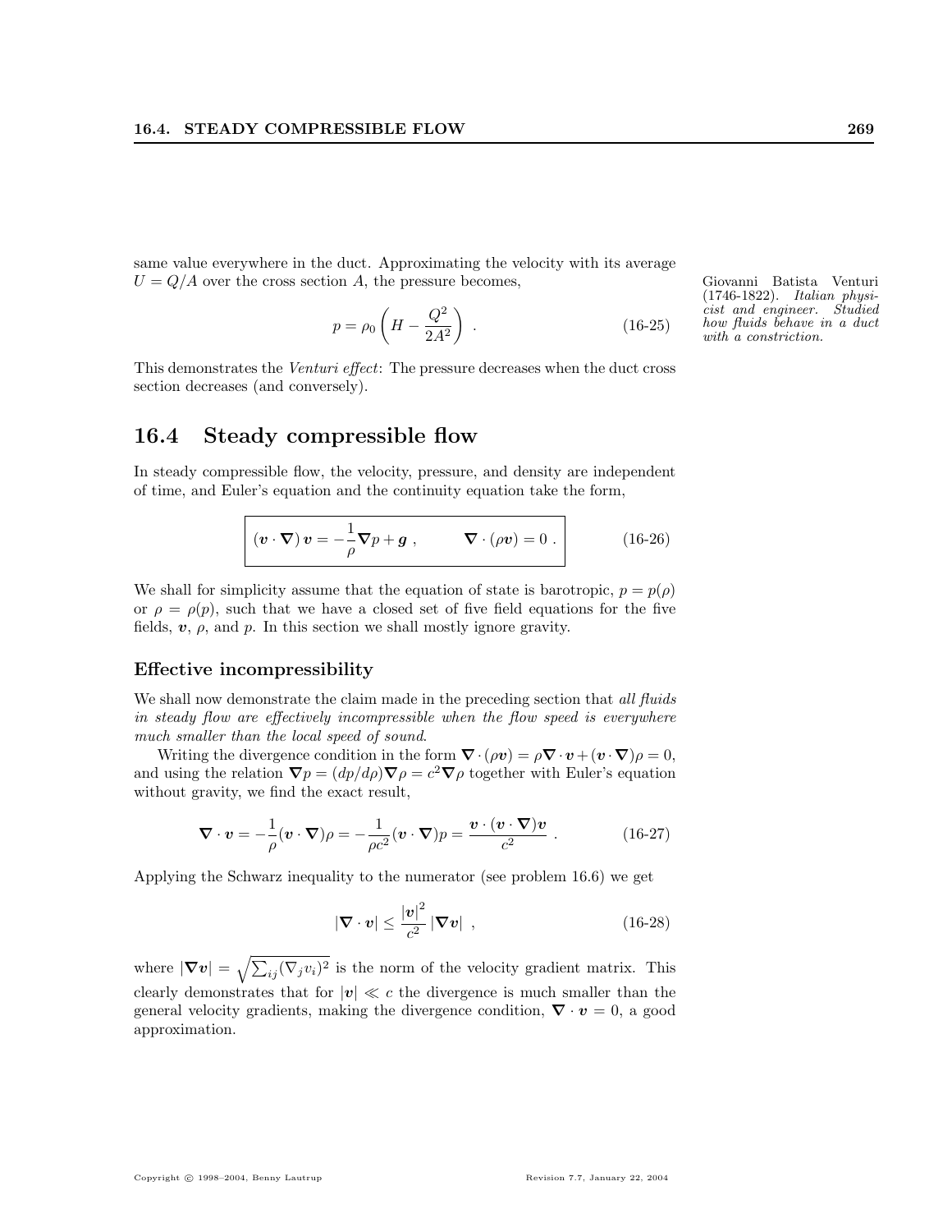same value everywhere in the duct. Approximating the velocity with its average $U = Q/A$ over the cross section $A$, the pressure becomes,

Giovanni Batista Venturi (1746-1822). *Italian physicist and engineer. Studied how fluids behave in a duct with a constriction.*

$$p = \rho_0 \left( H - \frac{Q^2}{2A^2} \right) \; . \tag{16-25}$$

This demonstrates the *Venturi effect*: The pressure decreases when the duct cross section decreases (and conversely).

## 16.4 Steady compressible flow

In steady compressible flow, the velocity, pressure, and density are independent of time, and Euler's equation and the continuity equation take the form,

$$\boxed{(\boldsymbol{v} \cdot \boldsymbol{\nabla})\, \boldsymbol{v} = -\frac{1}{\rho} \boldsymbol{\nabla} p + \boldsymbol{g} \; , \qquad \boldsymbol{\nabla} \cdot (\rho \boldsymbol{v}) = 0 \; .} \tag{16-26}$$

We shall for simplicity assume that the equation of state is barotropic, $p = p(\rho)$ or $\rho = \rho(p)$, such that we have a closed set of five field equations for the five fields, $\boldsymbol{v}$, $\rho$, and $p$. In this section we shall mostly ignore gravity.

### Effective incompressibility

We shall now demonstrate the claim made in the preceding section that *all fluids in steady flow are effectively incompressible when the flow speed is everywhere much smaller than the local speed of sound*.

Writing the divergence condition in the form $\boldsymbol{\nabla} \cdot (\rho \boldsymbol{v}) = \rho \boldsymbol{\nabla} \cdot \boldsymbol{v} + (\boldsymbol{v} \cdot \boldsymbol{\nabla})\rho = 0$, and using the relation $\boldsymbol{\nabla} p = (dp/d\rho) \boldsymbol{\nabla} \rho = c^2 \boldsymbol{\nabla} \rho$ together with Euler's equation without gravity, we find the exact result,

$$\boldsymbol{\nabla} \cdot \boldsymbol{v} = -\frac{1}{\rho} (\boldsymbol{v} \cdot \boldsymbol{\nabla}) \rho = -\frac{1}{\rho c^2} (\boldsymbol{v} \cdot \boldsymbol{\nabla}) p = \frac{\boldsymbol{v} \cdot (\boldsymbol{v} \cdot \boldsymbol{\nabla}) \boldsymbol{v}}{c^2} \; . \tag{16-27}$$

Applying the Schwarz inequality to the numerator (see problem 16.6) we get

$$|\boldsymbol{\nabla} \cdot \boldsymbol{v}| \leq \frac{|\boldsymbol{v}|^2}{c^2} |\boldsymbol{\nabla} \boldsymbol{v}| \; , \tag{16-28}$$

where $|\boldsymbol{\nabla} \boldsymbol{v}| = \sqrt{\sum_{ij} (\nabla_j v_i)^2}$ is the norm of the velocity gradient matrix. This clearly demonstrates that for $|\boldsymbol{v}| \ll c$ the divergence is much smaller than the general velocity gradients, making the divergence condition, $\boldsymbol{\nabla} \cdot \boldsymbol{v} = 0$, a good approximation.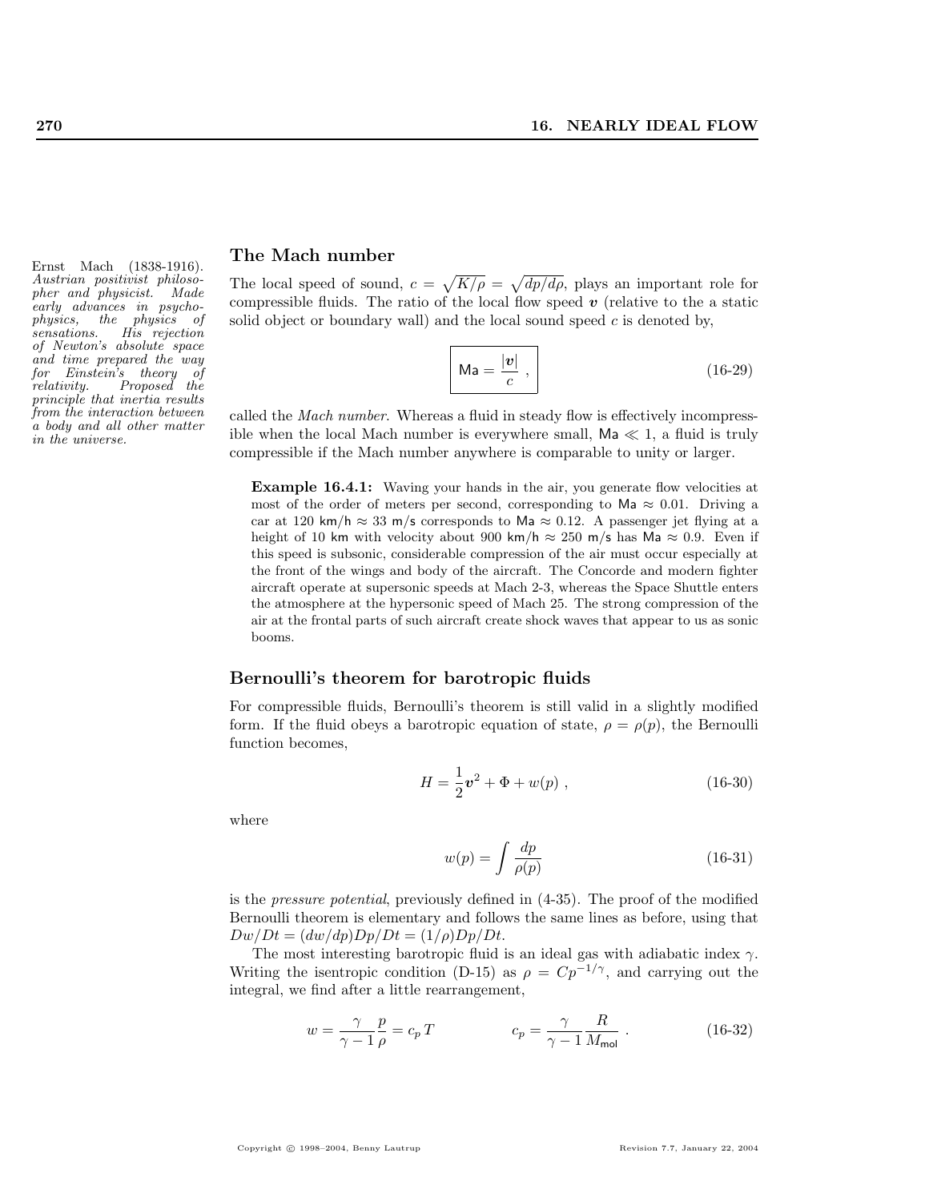## The Mach number

*Ernst Mach (1838-1916). Austrian positivist philosopher and physicist. Made early advances in psychophysics, the physics of sensations. His rejection of Newton's absolute space and time prepared the way for Einstein's theory of relativity. Proposed the principle that inertia results from the interaction between a body and all other matter in the universe.*

The local speed of sound, $c = \sqrt{K/\rho} = \sqrt{dp/d\rho}$, plays an important role for compressible fluids. The ratio of the local flow speed $\boldsymbol{v}$ (relative to the a static solid object or boundary wall) and the local sound speed $c$ is denoted by,

$$\boxed{\mathsf{Ma} = \frac{|\boldsymbol{v}|}{c}} \;, \tag{16-29}$$

called the *Mach number*. Whereas a fluid in steady flow is effectively incompressible when the local Mach number is everywhere small, $\mathsf{Ma} \ll 1$, a fluid is truly compressible if the Mach number anywhere is comparable to unity or larger.

> **Example 16.4.1:** Waving your hands in the air, you generate flow velocities at most of the order of meters per second, corresponding to $\mathsf{Ma} \approx 0.01$. Driving a car at 120 km/h $\approx$ 33 m/s corresponds to $\mathsf{Ma} \approx 0.12$. A passenger jet flying at a height of 10 km with velocity about 900 km/h $\approx$ 250 m/s has $\mathsf{Ma} \approx 0.9$. Even if this speed is subsonic, considerable compression of the air must occur especially at the front of the wings and body of the aircraft. The Concorde and modern fighter aircraft operate at supersonic speeds at Mach 2-3, whereas the Space Shuttle enters the atmosphere at the hypersonic speed of Mach 25. The strong compression of the air at the frontal parts of such aircraft create shock waves that appear to us as sonic booms.

## Bernoulli's theorem for barotropic fluids

For compressible fluids, Bernoulli's theorem is still valid in a slightly modified form. If the fluid obeys a barotropic equation of state, $\rho = \rho(p)$, the Bernoulli function becomes,

$$H = \frac{1}{2}\boldsymbol{v}^2 + \Phi + w(p) \;, \tag{16-30}$$

where

$$w(p) = \int \frac{dp}{\rho(p)} \tag{16-31}$$

is the *pressure potential*, previously defined in (4-35). The proof of the modified Bernoulli theorem is elementary and follows the same lines as before, using that $Dw/Dt = (dw/dp)Dp/Dt = (1/\rho)Dp/Dt$.

The most interesting barotropic fluid is an ideal gas with adiabatic index $\gamma$. Writing the isentropic condition (D-15) as $\rho = Cp^{-1/\gamma}$, and carrying out the integral, we find after a little rearrangement,

$$w = \frac{\gamma}{\gamma - 1}\frac{p}{\rho} = c_p\, T \qquad\qquad c_p = \frac{\gamma}{\gamma - 1}\frac{R}{M_{\mathsf{mol}}} \;. \tag{16-32}$$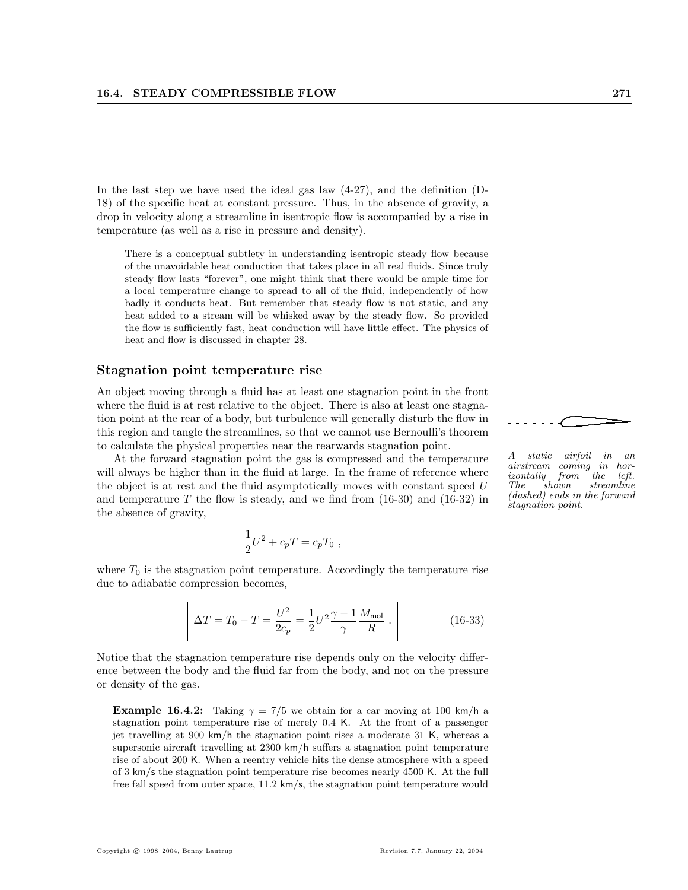In the last step we have used the ideal gas law (4-27), and the definition (D-18) of the specific heat at constant pressure. Thus, in the absence of gravity, a drop in velocity along a streamline in isentropic flow is accompanied by a rise in temperature (as well as a rise in pressure and density).

> There is a conceptual subtlety in understanding isentropic steady flow because of the unavoidable heat conduction that takes place in all real fluids. Since truly steady flow lasts "forever", one might think that there would be ample time for a local temperature change to spread to all of the fluid, independently of how badly it conducts heat. But remember that steady flow is not static, and any heat added to a stream will be whisked away by the steady flow. So provided the flow is sufficiently fast, heat conduction will have little effect. The physics of heat and flow is discussed in chapter 28.

### Stagnation point temperature rise

An object moving through a fluid has at least one stagnation point in the front where the fluid is at rest relative to the object. There is also at least one stagnation point at the rear of a body, but turbulence will generally disturb the flow in this region and tangle the streamlines, so that we cannot use Bernoulli's theorem to calculate the physical properties near the rearwards stagnation point.

*A static airfoil in an airstream coming in horizontally from the left. The shown streamline (dashed) ends in the forward stagnation point.*

At the forward stagnation point the gas is compressed and the temperature will always be higher than in the fluid at large. In the frame of reference where the object is at rest and the fluid asymptotically moves with constant speed $U$ and temperature $T$ the flow is steady, and we find from (16-30) and (16-32) in the absence of gravity,

$$\frac{1}{2}U^2 + c_p T = c_p T_0 \ ,$$

where $T_0$ is the stagnation point temperature. Accordingly the temperature rise due to adiabatic compression becomes,

$$\boxed{\Delta T = T_0 - T = \frac{U^2}{2c_p} = \frac{1}{2}U^2 \frac{\gamma - 1}{\gamma} \frac{M_{\text{mol}}}{R} \ .} \qquad \text{(16-33)}$$

Notice that the stagnation temperature rise depends only on the velocity difference between the body and the fluid far from the body, and not on the pressure or density of the gas.

> **Example 16.4.2:** Taking $\gamma = 7/5$ we obtain for a car moving at 100 km/h a stagnation point temperature rise of merely 0.4 K. At the front of a passenger jet travelling at 900 km/h the stagnation point rises a moderate 31 K, whereas a supersonic aircraft travelling at 2300 km/h suffers a stagnation point temperature rise of about 200 K. When a reentry vehicle hits the dense atmosphere with a speed of 3 km/s the stagnation point temperature rise becomes nearly 4500 K. At the full free fall speed from outer space, 11.2 km/s, the stagnation point temperature would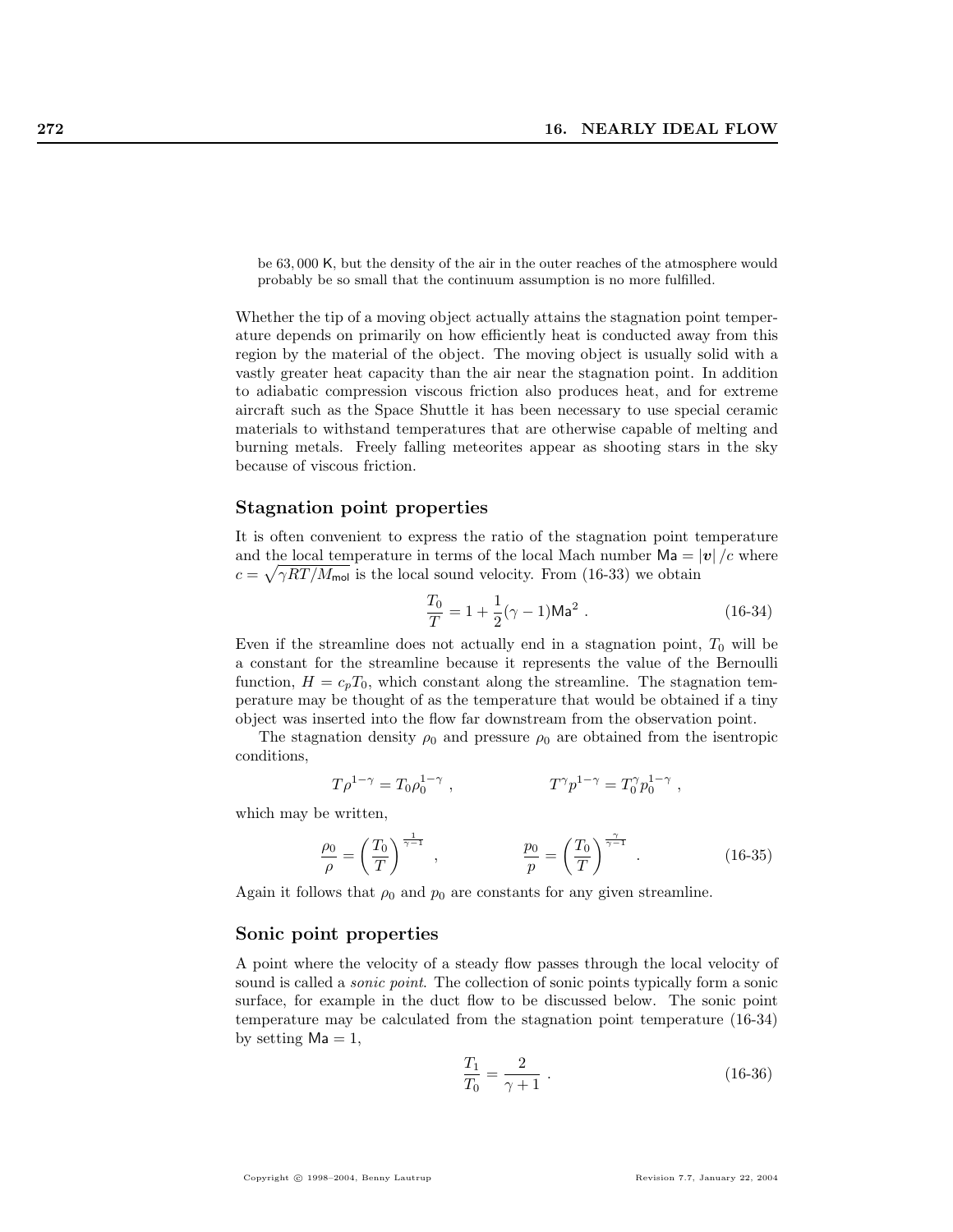be 63,000 K, but the density of the air in the outer reaches of the atmosphere would probably be so small that the continuum assumption is no more fulfilled.

Whether the tip of a moving object actually attains the stagnation point temperature depends on primarily on how efficiently heat is conducted away from this region by the material of the object. The moving object is usually solid with a vastly greater heat capacity than the air near the stagnation point. In addition to adiabatic compression viscous friction also produces heat, and for extreme aircraft such as the Space Shuttle it has been necessary to use special ceramic materials to withstand temperatures that are otherwise capable of melting and burning metals. Freely falling meteorites appear as shooting stars in the sky because of viscous friction.

### Stagnation point properties

It is often convenient to express the ratio of the stagnation point temperature and the local temperature in terms of the local Mach number $\mathsf{Ma} = |\boldsymbol{v}|/c$ where $c = \sqrt{\gamma RT/M_{\mathsf{mol}}}$ is the local sound velocity. From (16-33) we obtain

$$\frac{T_0}{T} = 1 + \frac{1}{2}(\gamma - 1)\mathsf{Ma}^2 \; . \tag{16-34}$$

Even if the streamline does not actually end in a stagnation point, $T_0$ will be a constant for the streamline because it represents the value of the Bernoulli function, $H = c_p T_0$, which constant along the streamline. The stagnation temperature may be thought of as the temperature that would be obtained if a tiny object was inserted into the flow far downstream from the observation point.

The stagnation density $\rho_0$ and pressure $\rho_0$ are obtained from the isentropic conditions,

$$T\rho^{1-\gamma} = T_0\rho_0^{1-\gamma} \; , \qquad\qquad T^{\gamma}p^{1-\gamma} = T_0^{\gamma}p_0^{1-\gamma} \; ,$$

which may be written,

$$\frac{\rho_0}{\rho} = \left(\frac{T_0}{T}\right)^{\frac{1}{\gamma-1}} \; , \qquad\qquad \frac{p_0}{p} = \left(\frac{T_0}{T}\right)^{\frac{\gamma}{\gamma-1}} \; . \tag{16-35}$$

Again it follows that $\rho_0$ and $p_0$ are constants for any given streamline.

### Sonic point properties

A point where the velocity of a steady flow passes through the local velocity of sound is called a *sonic point*. The collection of sonic points typically form a sonic surface, for example in the duct flow to be discussed below. The sonic point temperature may be calculated from the stagnation point temperature (16-34) by setting $\mathsf{Ma} = 1$,

$$\frac{T_1}{T_0} = \frac{2}{\gamma + 1} \; . \tag{16-36}$$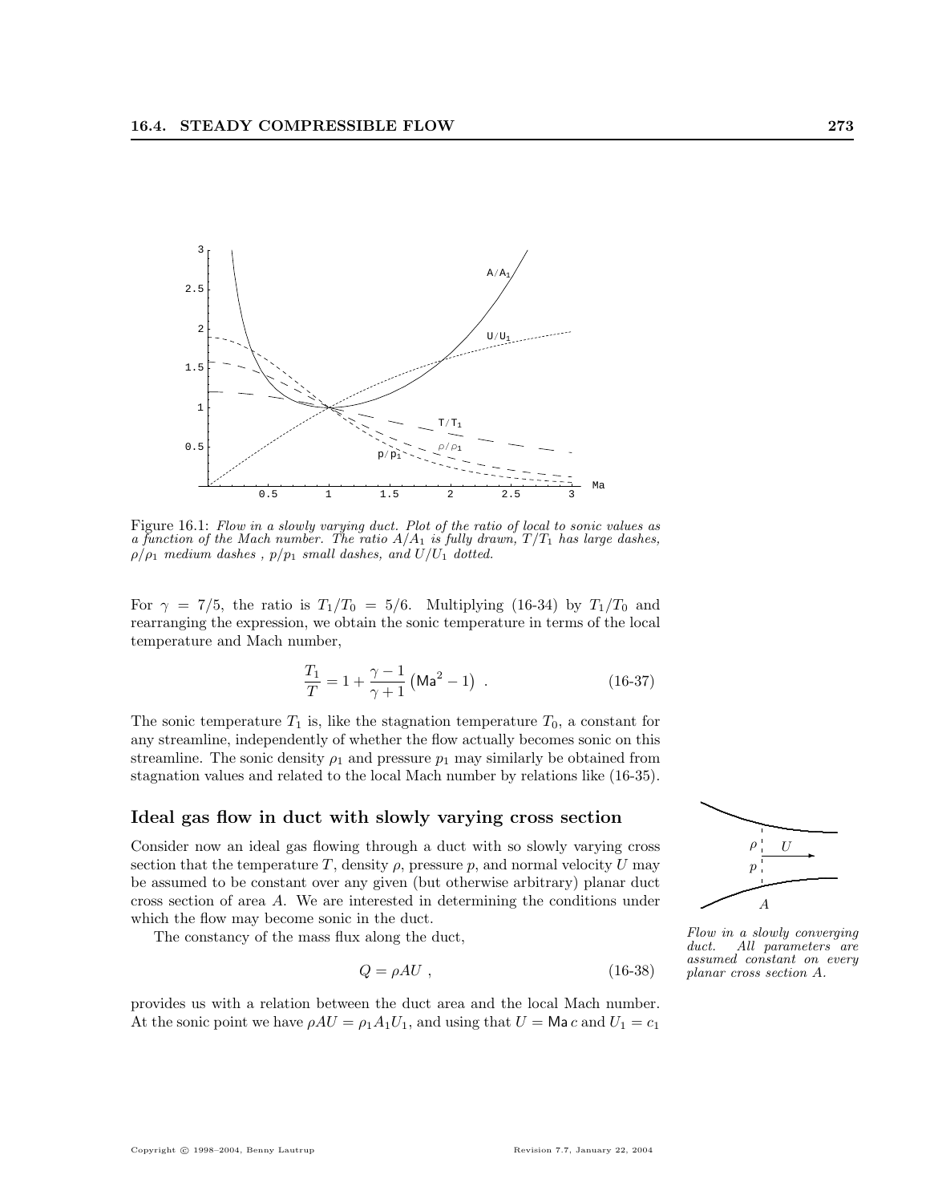Figure 16.1: *Flow in a slowly varying duct. Plot of the ratio of local to sonic values as a function of the Mach number. The ratio $A/A_1$ is fully drawn, $T/T_1$ has large dashes, $\rho/\rho_1$ medium dashes , $p/p_1$ small dashes, and $U/U_1$ dotted.*

For $\gamma = 7/5$, the ratio is $T_1/T_0 = 5/6$. Multiplying (16-34) by $T_1/T_0$ and rearranging the expression, we obtain the sonic temperature in terms of the local temperature and Mach number,

$$\frac{T_1}{T} = 1 + \frac{\gamma - 1}{\gamma + 1}\left(\mathsf{Ma}^2 - 1\right) . \tag{16-37}$$

The sonic temperature $T_1$ is, like the stagnation temperature $T_0$, a constant for any streamline, independently of whether the flow actually becomes sonic on this streamline. The sonic density $\rho_1$ and pressure $p_1$ may similarly be obtained from stagnation values and related to the local Mach number by relations like (16-35).

### Ideal gas flow in duct with slowly varying cross section

Consider now an ideal gas flowing through a duct with so slowly varying cross section that the temperature $T$, density $\rho$, pressure $p$, and normal velocity $U$ may be assumed to be constant over any given (but otherwise arbitrary) planar duct cross section of area $A$. We are interested in determining the conditions under which the flow may become sonic in the duct.

*Flow in a slowly converging duct. All parameters are assumed constant on every planar cross section A.*

The constancy of the mass flux along the duct,

$$Q = \rho A U , \tag{16-38}$$

provides us with a relation between the duct area and the local Mach number. At the sonic point we have $\rho A U = \rho_1 A_1 U_1$, and using that $U = \mathsf{Ma}\, c$ and $U_1 = c_1$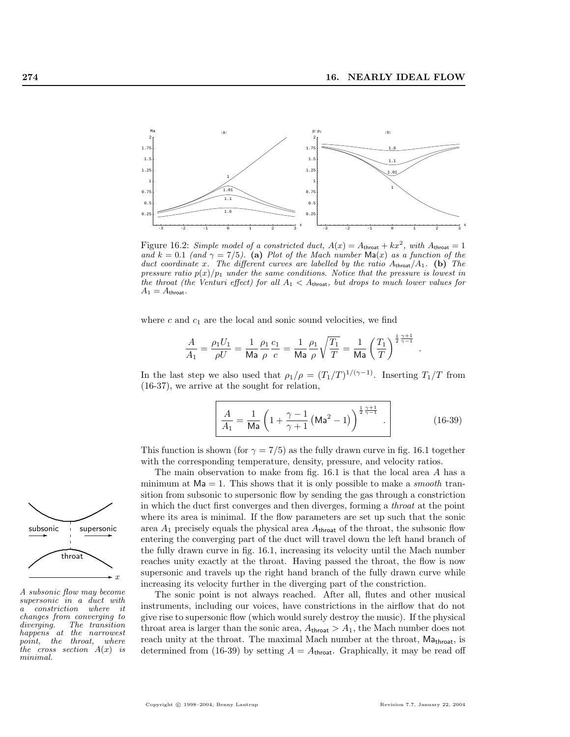Figure 16.2: *Simple model of a constricted duct, $A(x) = A_{\text{throat}} + kx^2$, with $A_{\text{throat}} = 1$ and $k = 0.1$ (and $\gamma = 7/5$).* **(a)** *Plot of the Mach number $\text{Ma}(x)$ as a function of the duct coordinate $x$. The different curves are labelled by the ratio $A_{\text{throat}}/A_1$.* **(b)** *The pressure ratio $p(x)/p_1$ under the same conditions. Notice that the pressure is lowest in the throat (the Venturi effect) for all $A_1 < A_{\text{throat}}$, but drops to much lower values for $A_1 = A_{\text{throat}}$.*

where $c$ and $c_1$ are the local and sonic sound velocities, we find

$$\frac{A}{A_1} = \frac{\rho_1 U_1}{\rho U} = \frac{1}{\text{Ma}} \frac{\rho_1}{\rho} \frac{c_1}{c} = \frac{1}{\text{Ma}} \frac{\rho_1}{\rho} \sqrt{\frac{T_1}{T}} = \frac{1}{\text{Ma}} \left( \frac{T_1}{T} \right)^{\frac{1}{2} \frac{\gamma+1}{\gamma-1}} .$$

In the last step we also used that $\rho_1/\rho = (T_1/T)^{1/(\gamma-1)}$. Inserting $T_1/T$ from (16-37), we arrive at the sought for relation,

$$\frac{A}{A_1} = \frac{1}{\text{Ma}} \left( 1 + \frac{\gamma - 1}{\gamma + 1} \left( \text{Ma}^2 - 1 \right) \right)^{\frac{1}{2} \frac{\gamma+1}{\gamma-1}} . \tag{16-39}$$

This function is shown (for $\gamma = 7/5$) as the fully drawn curve in fig. 16.1 together with the corresponding temperature, density, pressure, and velocity ratios.

The main observation to make from fig. 16.1 is that the local area $A$ has a minimum at $\text{Ma} = 1$. This shows that it is only possible to make a *smooth* transition from subsonic to supersonic flow by sending the gas through a constriction in which the duct first converges and then diverges, forming a *throat* at the point where its area is minimal. If the flow parameters are set up such that the sonic area $A_1$ precisely equals the physical area $A_{\text{throat}}$ of the throat, the subsonic flow entering the converging part of the duct will travel down the left hand branch of the fully drawn curve in fig. 16.1, increasing its velocity until the Mach number reaches unity exactly at the throat. Having passed the throat, the flow is now supersonic and travels up the right hand branch of the fully drawn curve while increasing its velocity further in the diverging part of the constriction.

*A subsonic flow may become supersonic in a duct with a constriction where it changes from converging to diverging. The transition happens at the narrowest point, the throat, where the cross section $A(x)$ is minimal.*

The sonic point is not always reached. After all, flutes and other musical instruments, including our voices, have constrictions in the airflow that do not give rise to supersonic flow (which would surely destroy the music). If the physical throat area is larger than the sonic area, $A_{\text{throat}} > A_1$, the Mach number does not reach unity at the throat. The maximal Mach number at the throat, $\text{Ma}_{\text{throat}}$, is determined from (16-39) by setting $A = A_{\text{throat}}$. Graphically, it may be read off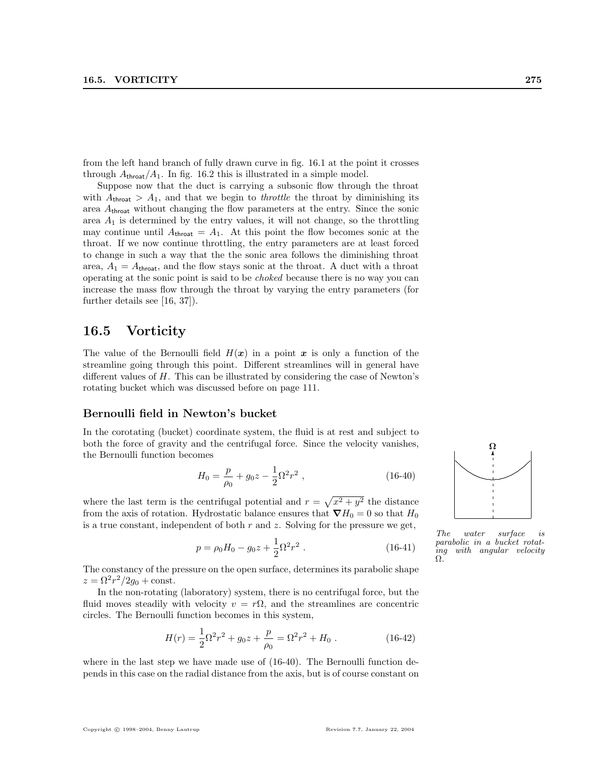from the left hand branch of fully drawn curve in fig. 16.1 at the point it crosses through $A_{\mathsf{throat}}/A_1$. In fig. 16.2 this is illustrated in a simple model.

Suppose now that the duct is carrying a subsonic flow through the throat with $A_{\mathsf{throat}} > A_1$, and that we begin to *throttle* the throat by diminishing its area $A_{\mathsf{throat}}$ without changing the flow parameters at the entry. Since the sonic area $A_1$ is determined by the entry values, it will not change, so the throttling may continue until $A_{\mathsf{throat}} = A_1$. At this point the flow becomes sonic at the throat. If we now continue throttling, the entry parameters are at least forced to change in such a way that the the sonic area follows the diminishing throat area, $A_1 = A_{\mathsf{throat}}$, and the flow stays sonic at the throat. A duct with a throat operating at the sonic point is said to be *choked* because there is no way you can increase the mass flow through the throat by varying the entry parameters (for further details see [16, 37]).

## 16.5 Vorticity

The value of the Bernoulli field $H(\boldsymbol{x})$ in a point $\boldsymbol{x}$ is only a function of the streamline going through this point. Different streamlines will in general have different values of $H$. This can be illustrated by considering the case of Newton's rotating bucket which was discussed before on page 111.

### Bernoulli field in Newton's bucket

In the corotating (bucket) coordinate system, the fluid is at rest and subject to both the force of gravity and the centrifugal force. Since the velocity vanishes, the Bernoulli function becomes

$$H_0 = \frac{p}{\rho_0} + g_0 z - \frac{1}{2}\Omega^2 r^2 \ , \tag{16-40}$$

where the last term is the centrifugal potential and $r = \sqrt{x^2 + y^2}$ the distance from the axis of rotation. Hydrostatic balance ensures that $\boldsymbol{\nabla} H_0 = 0$ so that $H_0$ is a true constant, independent of both $r$ and $z$. Solving for the pressure we get,

$$p = \rho_0 H_0 - g_0 z + \frac{1}{2}\Omega^2 r^2 \ . \tag{16-41}$$

*The water surface is parabolic in a bucket rotating with angular velocity $\Omega$.*

The constancy of the pressure on the open surface, determines its parabolic shape $z = \Omega^2 r^2 / 2 g_0 + \text{const}$.

In the non-rotating (laboratory) system, there is no centrifugal force, but the fluid moves steadily with velocity $v = r\Omega$, and the streamlines are concentric circles. The Bernoulli function becomes in this system,

$$H(r) = \frac{1}{2}\Omega^2 r^2 + g_0 z + \frac{p}{\rho_0} = \Omega^2 r^2 + H_0 \ . \tag{16-42}$$

where in the last step we have made use of (16-40). The Bernoulli function depends in this case on the radial distance from the axis, but is of course constant on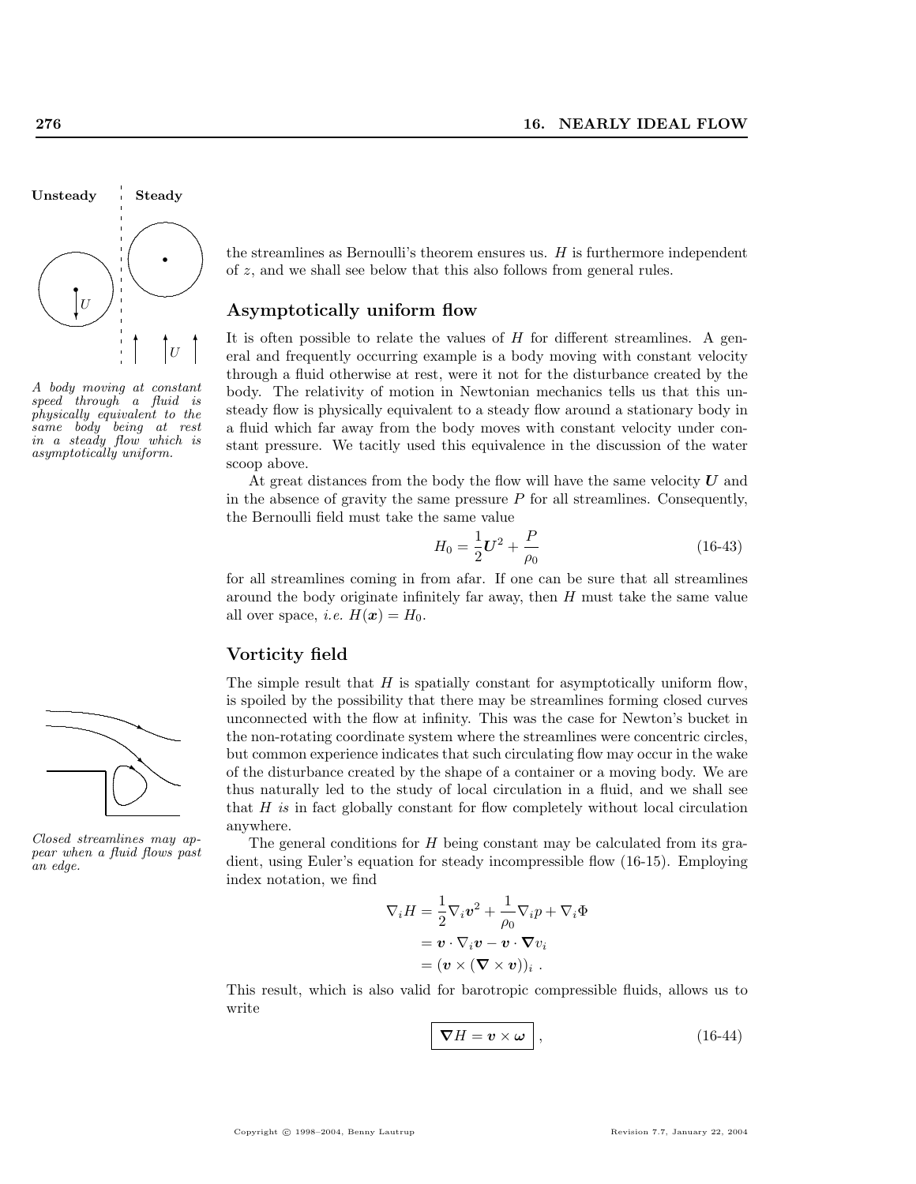the streamlines as Bernoulli's theorem ensures us. $H$ is furthermore independent of $z$, and we shall see below that this also follows from general rules.

*A body moving at constant speed through a fluid is physically equivalent to the same body being at rest in a steady flow which is asymptotically uniform.*

## Asymptotically uniform flow

It is often possible to relate the values of $H$ for different streamlines. A general and frequently occurring example is a body moving with constant velocity through a fluid otherwise at rest, were it not for the disturbance created by the body. The relativity of motion in Newtonian mechanics tells us that this unsteady flow is physically equivalent to a steady flow around a stationary body in a fluid which far away from the body moves with constant velocity under constant pressure. We tacitly used this equivalence in the discussion of the water scoop above.

At great distances from the body the flow will have the same velocity $\boldsymbol{U}$ and in the absence of gravity the same pressure $P$ for all streamlines. Consequently, the Bernoulli field must take the same value

$$H_0 = \frac{1}{2}\boldsymbol{U}^2 + \frac{P}{\rho_0} \tag{16-43}$$

for all streamlines coming in from afar. If one can be sure that all streamlines around the body originate infinitely far away, then $H$ must take the same value all over space, *i.e.* $H(\boldsymbol{x}) = H_0$.

## Vorticity field

The simple result that $H$ is spatially constant for asymptotically uniform flow, is spoiled by the possibility that there may be streamlines forming closed curves unconnected with the flow at infinity. This was the case for Newton's bucket in the non-rotating coordinate system where the streamlines were concentric circles, but common experience indicates that such circulating flow may occur in the wake of the disturbance created by the shape of a container or a moving body. We are thus naturally led to the study of local circulation in a fluid, and we shall see that $H$ *is* in fact globally constant for flow completely without local circulation anywhere.

*Closed streamlines may appear when a fluid flows past an edge.*

The general conditions for $H$ being constant may be calculated from its gradient, using Euler's equation for steady incompressible flow (16-15). Employing index notation, we find

$$\begin{aligned}
\nabla_i H &= \frac{1}{2}\nabla_i \boldsymbol{v}^2 + \frac{1}{\rho_0}\nabla_i p + \nabla_i \Phi \\
&= \boldsymbol{v} \cdot \nabla_i \boldsymbol{v} - \boldsymbol{v} \cdot \boldsymbol{\nabla} v_i \\
&= (\boldsymbol{v} \times (\boldsymbol{\nabla} \times \boldsymbol{v}))_i \ .
\end{aligned}$$

This result, which is also valid for barotropic compressible fluids, allows us to write

$$\boxed{\boldsymbol{\nabla} H = \boldsymbol{v} \times \boldsymbol{\omega}} \ , \tag{16-44}$$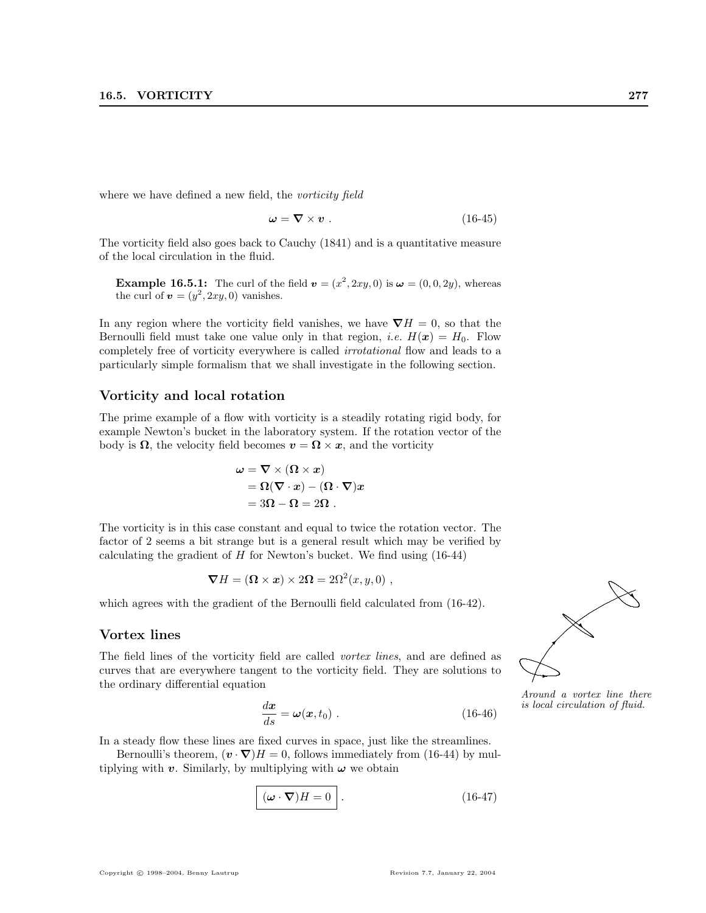where we have defined a new field, the *vorticity field*

$$\boldsymbol{\omega} = \boldsymbol{\nabla} \times \boldsymbol{v} \, . \tag{16-45}$$

The vorticity field also goes back to Cauchy (1841) and is a quantitative measure of the local circulation in the fluid.

> **Example 16.5.1:** The curl of the field $\boldsymbol{v} = (x^2, 2xy, 0)$ is $\boldsymbol{\omega} = (0, 0, 2y)$, whereas the curl of $\boldsymbol{v} = (y^2, 2xy, 0)$ vanishes.

In any region where the vorticity field vanishes, we have $\boldsymbol{\nabla} H = 0$, so that the Bernoulli field must take one value only in that region, *i.e.* $H(\boldsymbol{x}) = H_0$. Flow completely free of vorticity everywhere is called *irrotational* flow and leads to a particularly simple formalism that we shall investigate in the following section.

### Vorticity and local rotation

The prime example of a flow with vorticity is a steadily rotating rigid body, for example Newton's bucket in the laboratory system. If the rotation vector of the body is $\boldsymbol{\Omega}$, the velocity field becomes $\boldsymbol{v} = \boldsymbol{\Omega} \times \boldsymbol{x}$, and the vorticity

$$\begin{aligned}
\boldsymbol{\omega} &= \boldsymbol{\nabla} \times (\boldsymbol{\Omega} \times \boldsymbol{x}) \\
&= \boldsymbol{\Omega}(\boldsymbol{\nabla} \cdot \boldsymbol{x}) - (\boldsymbol{\Omega} \cdot \boldsymbol{\nabla})\boldsymbol{x} \\
&= 3\boldsymbol{\Omega} - \boldsymbol{\Omega} = 2\boldsymbol{\Omega} \, .
\end{aligned}$$

The vorticity is in this case constant and equal to twice the rotation vector. The factor of 2 seems a bit strange but is a general result which may be verified by calculating the gradient of $H$ for Newton's bucket. We find using (16-44)

$$\boldsymbol{\nabla} H = (\boldsymbol{\Omega} \times \boldsymbol{x}) \times 2\boldsymbol{\Omega} = 2\Omega^2(x, y, 0) \, ,$$

which agrees with the gradient of the Bernoulli field calculated from (16-42).

### Vortex lines

The field lines of the vorticity field are called *vortex lines*, and are defined as curves that are everywhere tangent to the vorticity field. They are solutions to the ordinary differential equation

$$\frac{d\boldsymbol{x}}{ds} = \boldsymbol{\omega}(\boldsymbol{x}, t_0) \, . \tag{16-46}$$

*Around a vortex line there is local circulation of fluid.*

In a steady flow these lines are fixed curves in space, just like the streamlines.

Bernoulli's theorem, $(\boldsymbol{v} \cdot \boldsymbol{\nabla})H = 0$, follows immediately from (16-44) by multiplying with $\boldsymbol{v}$. Similarly, by multiplying with $\boldsymbol{\omega}$ we obtain

$$\boxed{(\boldsymbol{\omega} \cdot \boldsymbol{\nabla})H = 0} \, . \tag{16-47}$$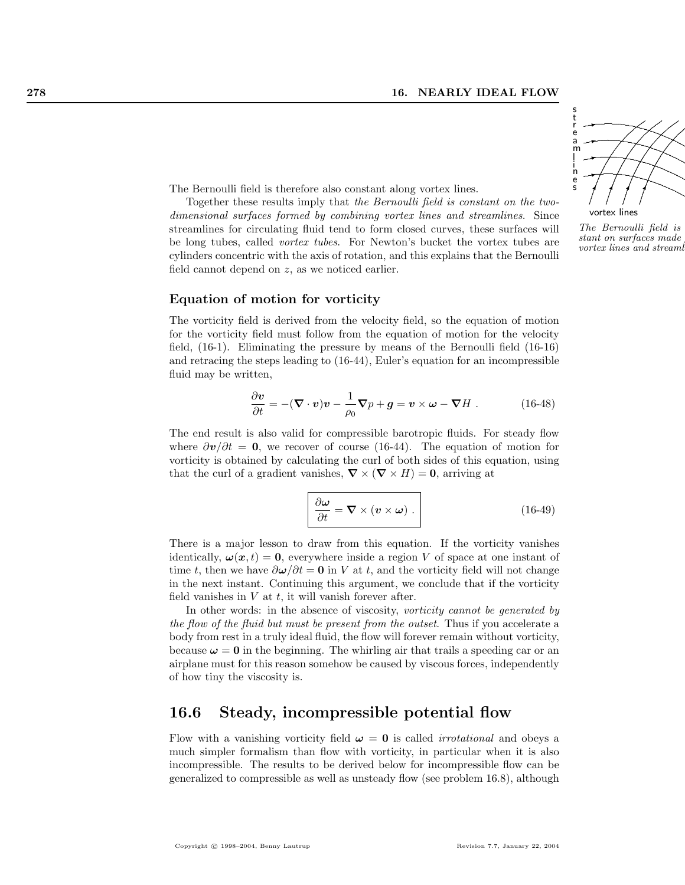The Bernoulli field is therefore also constant along vortex lines.

Together these results imply that *the Bernoulli field is constant on the two-dimensional surfaces formed by combining vortex lines and streamlines*. Since streamlines for circulating fluid tend to form closed curves, these surfaces will be long tubes, called *vortex tubes*. For Newton's bucket the vortex tubes are cylinders concentric with the axis of rotation, and this explains that the Bernoulli field cannot depend on $z$, as we noticed earlier.

*The Bernoulli field is constant on surfaces made of vortex lines and streamlines.*

### Equation of motion for vorticity

The vorticity field is derived from the velocity field, so the equation of motion for the vorticity field must follow from the equation of motion for the velocity field, (16-1). Eliminating the pressure by means of the Bernoulli field (16-16) and retracing the steps leading to (16-44), Euler's equation for an incompressible fluid may be written,

$$\frac{\partial \boldsymbol{v}}{\partial t} = -(\boldsymbol{\nabla} \cdot \boldsymbol{v})\boldsymbol{v} - \frac{1}{\rho_0}\boldsymbol{\nabla} p + \boldsymbol{g} = \boldsymbol{v} \times \boldsymbol{\omega} - \boldsymbol{\nabla} H \ . \tag{16-48}$$

The end result is also valid for compressible barotropic fluids. For steady flow where $\partial \boldsymbol{v}/\partial t = \boldsymbol{0}$, we recover of course (16-44). The equation of motion for vorticity is obtained by calculating the curl of both sides of this equation, using that the curl of a gradient vanishes, $\boldsymbol{\nabla} \times (\boldsymbol{\nabla} \times H) = \boldsymbol{0}$, arriving at

$$\boxed{\frac{\partial \boldsymbol{\omega}}{\partial t} = \boldsymbol{\nabla} \times (\boldsymbol{v} \times \boldsymbol{\omega}) \ .} \tag{16-49}$$

There is a major lesson to draw from this equation. If the vorticity vanishes identically, $\boldsymbol{\omega}(\boldsymbol{x}, t) = \boldsymbol{0}$, everywhere inside a region $V$ of space at one instant of time $t$, then we have $\partial \boldsymbol{\omega}/\partial t = \boldsymbol{0}$ in $V$ at $t$, and the vorticity field will not change in the next instant. Continuing this argument, we conclude that if the vorticity field vanishes in $V$ at $t$, it will vanish forever after.

In other words: in the absence of viscosity, *vorticity cannot be generated by the flow of the fluid but must be present from the outset*. Thus if you accelerate a body from rest in a truly ideal fluid, the flow will forever remain without vorticity, because $\boldsymbol{\omega} = \boldsymbol{0}$ in the beginning. The whirling air that trails a speeding car or an airplane must for this reason somehow be caused by viscous forces, independently of how tiny the viscosity is.

## 16.6 Steady, incompressible potential flow

Flow with a vanishing vorticity field $\boldsymbol{\omega} = \boldsymbol{0}$ is called *irrotational* and obeys a much simpler formalism than flow with vorticity, in particular when it is also incompressible. The results to be derived below for incompressible flow can be generalized to compressible as well as unsteady flow (see problem 16.8), although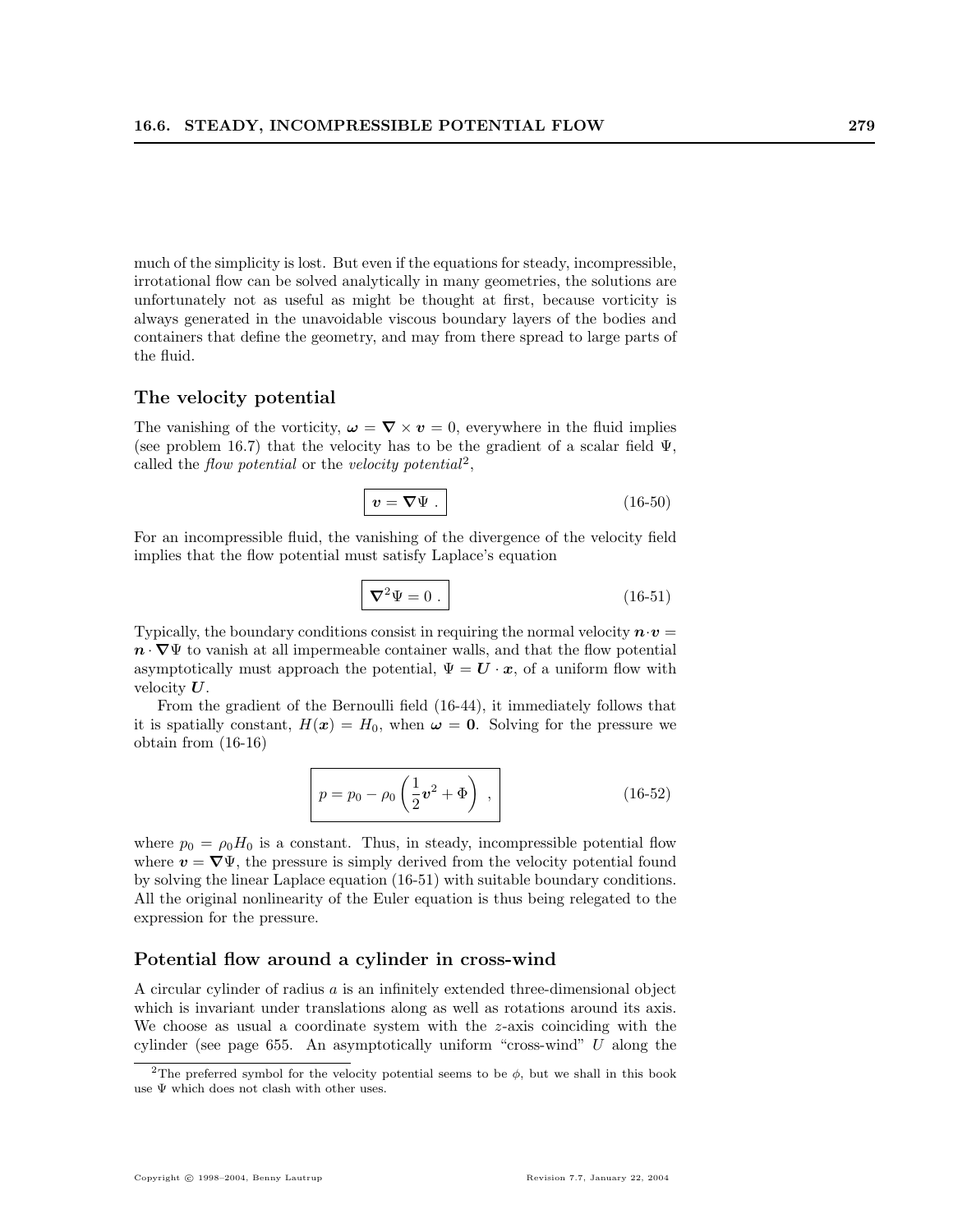much of the simplicity is lost. But even if the equations for steady, incompressible, irrotational flow can be solved analytically in many geometries, the solutions are unfortunately not as useful as might be thought at first, because vorticity is always generated in the unavoidable viscous boundary layers of the bodies and containers that define the geometry, and may from there spread to large parts of the fluid.

### The velocity potential

The vanishing of the vorticity, $\boldsymbol{\omega} = \boldsymbol{\nabla} \times \boldsymbol{v} = 0$, everywhere in the fluid implies (see problem 16.7) that the velocity has to be the gradient of a scalar field $\Psi$, called the *flow potential* or the *velocity potential*[2],

$$\boxed{\boldsymbol{v} = \boldsymbol{\nabla}\Psi \ .} \tag{16-50}$$

For an incompressible fluid, the vanishing of the divergence of the velocity field implies that the flow potential must satisfy Laplace's equation

$$\boxed{\boldsymbol{\nabla}^2\Psi = 0 \ .} \tag{16-51}$$

Typically, the boundary conditions consist in requiring the normal velocity $\boldsymbol{n}\cdot\boldsymbol{v} = \boldsymbol{n}\cdot\boldsymbol{\nabla}\Psi$ to vanish at all impermeable container walls, and that the flow potential asymptotically must approach the potential, $\Psi = \boldsymbol{U}\cdot\boldsymbol{x}$, of a uniform flow with velocity $\boldsymbol{U}$.

From the gradient of the Bernoulli field (16-44), it immediately follows that it is spatially constant, $H(\boldsymbol{x}) = H_0$, when $\boldsymbol{\omega} = \boldsymbol{0}$. Solving for the pressure we obtain from (16-16)

$$\boxed{p = p_0 - \rho_0\left(\frac{1}{2}\boldsymbol{v}^2 + \Phi\right) \ ,} \tag{16-52}$$

where $p_0 = \rho_0 H_0$ is a constant. Thus, in steady, incompressible potential flow where $\boldsymbol{v} = \boldsymbol{\nabla}\Psi$, the pressure is simply derived from the velocity potential found by solving the linear Laplace equation (16-51) with suitable boundary conditions. All the original nonlinearity of the Euler equation is thus being relegated to the expression for the pressure.

### Potential flow around a cylinder in cross-wind

A circular cylinder of radius $a$ is an infinitely extended three-dimensional object which is invariant under translations along as well as rotations around its axis. We choose as usual a coordinate system with the $z$-axis coinciding with the cylinder (see page 655. An asymptotically uniform "cross-wind" $U$ along the

[2]The preferred symbol for the velocity potential seems to be $\phi$, but we shall in this book use $\Psi$ which does not clash with other uses.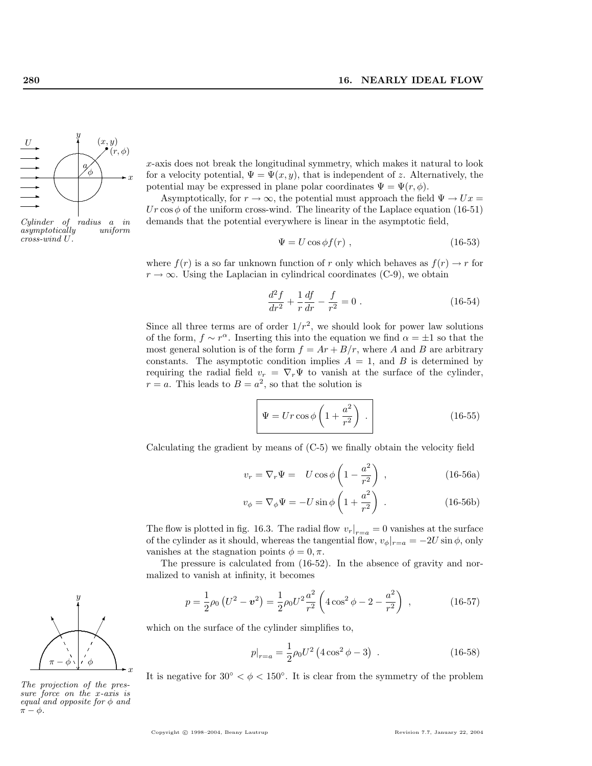*x*-axis does not break the longitudinal symmetry, which makes it natural to look for a velocity potential, $\Psi = \Psi(x, y)$, that is independent of $z$. Alternatively, the potential may be expressed in plane polar coordinates $\Psi = \Psi(r, \phi)$.

*Cylinder of radius $a$ in asymptotically uniform cross-wind $U$.*

Asymptotically, for $r \to \infty$, the potential must approach the field $\Psi \to Ux = Ur\cos\phi$ of the uniform cross-wind. The linearity of the Laplace equation (16-51) demands that the potential everywhere is linear in the asymptotic field,

$$\Psi = U\cos\phi f(r) \; , \tag{16-53}$$

where $f(r)$ is a so far unknown function of $r$ only which behaves as $f(r) \to r$ for $r \to \infty$. Using the Laplacian in cylindrical coordinates (C-9), we obtain

$$\frac{d^2 f}{dr^2} + \frac{1}{r}\frac{df}{dr} - \frac{f}{r^2} = 0 \; . \tag{16-54}$$

Since all three terms are of order $1/r^2$, we should look for power law solutions of the form, $f \sim r^\alpha$. Inserting this into the equation we find $\alpha = \pm 1$ so that the most general solution is of the form $f = Ar + B/r$, where $A$ and $B$ are arbitrary constants. The asymptotic condition implies $A = 1$, and $B$ is determined by requiring the radial field $v_r = \nabla_r \Psi$ to vanish at the surface of the cylinder, $r = a$. This leads to $B = a^2$, so that the solution is

$$\boxed{\Psi = Ur\cos\phi\left(1 + \frac{a^2}{r^2}\right)} \; . \tag{16-55}$$

Calculating the gradient by means of (C-5) we finally obtain the velocity field

$$v_r = \nabla_r \Psi = \quad U\cos\phi\left(1 - \frac{a^2}{r^2}\right) \; , \tag{16-56a}$$

$$v_\phi = \nabla_\phi \Psi = -U\sin\phi\left(1 + \frac{a^2}{r^2}\right) \; . \tag{16-56b}$$

The flow is plotted in fig. 16.3. The radial flow $v_r|_{r=a} = 0$ vanishes at the surface of the cylinder as it should, whereas the tangential flow, $v_\phi|_{r=a} = -2U\sin\phi$, only vanishes at the stagnation points $\phi = 0, \pi$.

The pressure is calculated from (16-52). In the absence of gravity and normalized to vanish at infinity, it becomes

$$p = \frac{1}{2}\rho_0\left(U^2 - \boldsymbol{v}^2\right) = \frac{1}{2}\rho_0 U^2 \frac{a^2}{r^2}\left(4\cos^2\phi - 2 - \frac{a^2}{r^2}\right) \; , \tag{16-57}$$

which on the surface of the cylinder simplifies to,

$$p|_{r=a} = \frac{1}{2}\rho_0 U^2\left(4\cos^2\phi - 3\right) \; . \tag{16-58}$$

*The projection of the pressure force on the $x$-axis is equal and opposite for $\phi$ and $\pi - \phi$.*

It is negative for $30^\circ < \phi < 150^\circ$. It is clear from the symmetry of the problem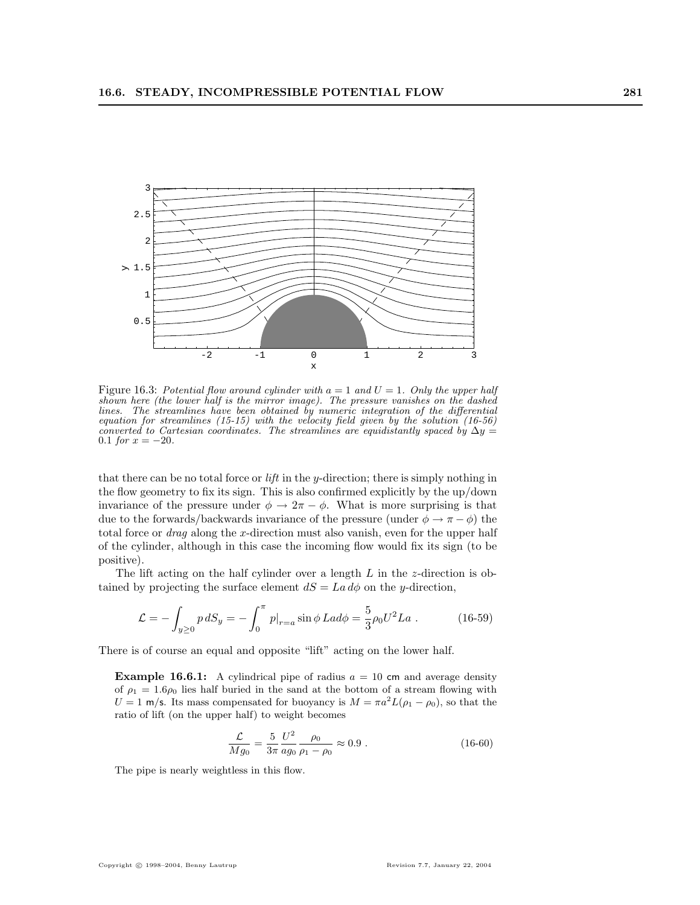Figure 16.3: *Potential flow around cylinder with $a = 1$ and $U = 1$. Only the upper half shown here (the lower half is the mirror image). The pressure vanishes on the dashed lines. The streamlines have been obtained by numeric integration of the differential equation for streamlines (15-15) with the velocity field given by the solution (16-56) converted to Cartesian coordinates. The streamlines are equidistantly spaced by $\Delta y = 0.1$ for $x = -20$.*

that there can be no total force or *lift* in the $y$-direction; there is simply nothing in the flow geometry to fix its sign. This is also confirmed explicitly by the up/down invariance of the pressure under $\phi \to 2\pi - \phi$. What is more surprising is that due to the forwards/backwards invariance of the pressure (under $\phi \to \pi - \phi$) the total force or *drag* along the $x$-direction must also vanish, even for the upper half of the cylinder, although in this case the incoming flow would fix its sign (to be positive).

The lift acting on the half cylinder over a length $L$ in the $z$-direction is obtained by projecting the surface element $dS = La\,d\phi$ on the $y$-direction,

$$\mathcal{L} = -\int_{y \geq 0} p\, dS_y = -\int_0^\pi p|_{r=a} \sin\phi\, La d\phi = \frac{5}{3}\rho_0 U^2 La \;. \tag{16-59}$$

There is of course an equal and opposite "lift" acting on the lower half.

**Example 16.6.1:** A cylindrical pipe of radius $a = 10$ cm and average density of $\rho_1 = 1.6\rho_0$ lies half buried in the sand at the bottom of a stream flowing with $U = 1$ m/s. Its mass compensated for buoyancy is $M = \pi a^2 L(\rho_1 - \rho_0)$, so that the ratio of lift (on the upper half) to weight becomes

$$\frac{\mathcal{L}}{Mg_0} = \frac{5}{3\pi}\frac{U^2}{ag_0}\frac{\rho_0}{\rho_1 - \rho_0} \approx 0.9 \;. \tag{16-60}$$

The pipe is nearly weightless in this flow.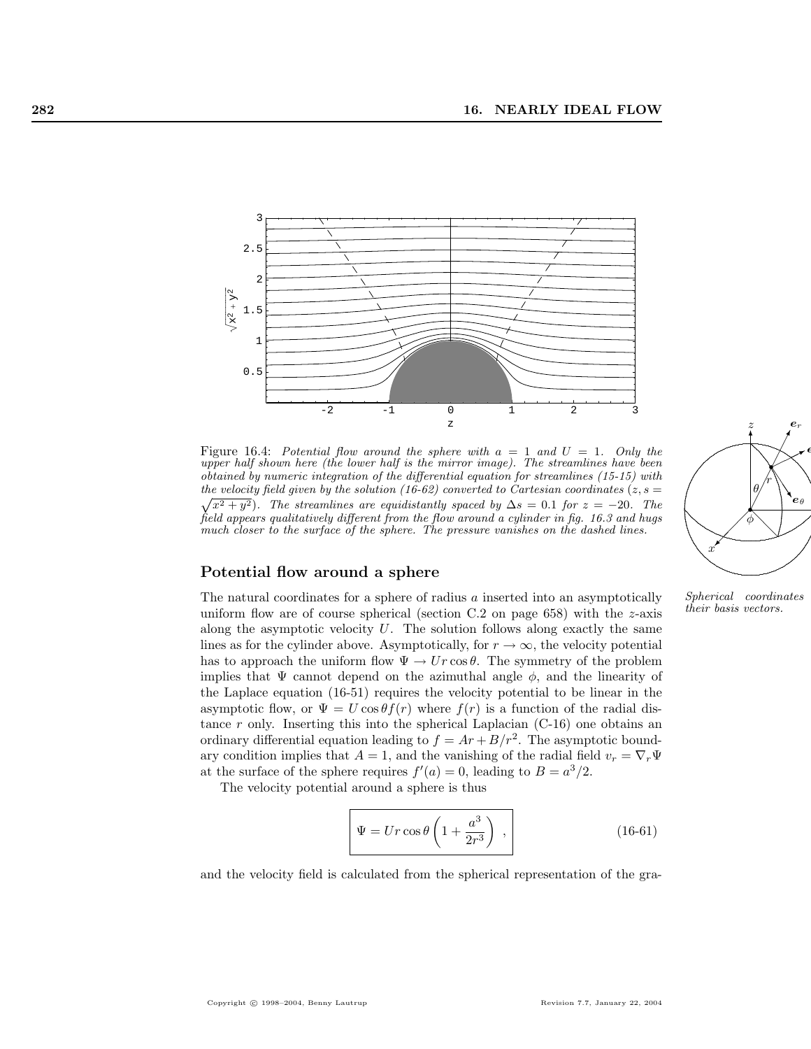Figure 16.4: *Potential flow around the sphere with $a = 1$ and $U = 1$. Only the upper half shown here (the lower half is the mirror image). The streamlines have been obtained by numeric integration of the differential equation for streamlines (15-15) with the velocity field given by the solution (16-62) converted to Cartesian coordinates ($z, s = \sqrt{x^2 + y^2}$). The streamlines are equidistantly spaced by $\Delta s = 0.1$ for $z = -20$. The field appears qualitatively different from the flow around a cylinder in fig. 16.3 and hugs much closer to the surface of the sphere. The pressure vanishes on the dashed lines.*

*Spherical coordinates and their basis vectors.*

## Potential flow around a sphere

The natural coordinates for a sphere of radius $a$ inserted into an asymptotically uniform flow are of course spherical (section C.2 on page 658) with the $z$-axis along the asymptotic velocity $U$. The solution follows along exactly the same lines as for the cylinder above. Asymptotically, for $r \to \infty$, the velocity potential has to approach the uniform flow $\Psi \to Ur\cos\theta$. The symmetry of the problem implies that $\Psi$ cannot depend on the azimuthal angle $\phi$, and the linearity of the Laplace equation (16-51) requires the velocity potential to be linear in the asymptotic flow, or $\Psi = U\cos\theta f(r)$ where $f(r)$ is a function of the radial distance $r$ only. Inserting this into the spherical Laplacian (C-16) one obtains an ordinary differential equation leading to $f = Ar + B/r^2$. The asymptotic boundary condition implies that $A = 1$, and the vanishing of the radial field $v_r = \nabla_r \Psi$ at the surface of the sphere requires $f'(a) = 0$, leading to $B = a^3/2$.

The velocity potential around a sphere is thus

$$\Psi = Ur\cos\theta\left(1 + \frac{a^3}{2r^3}\right) , \tag{16-61}$$

and the velocity field is calculated from the spherical representation of the gra-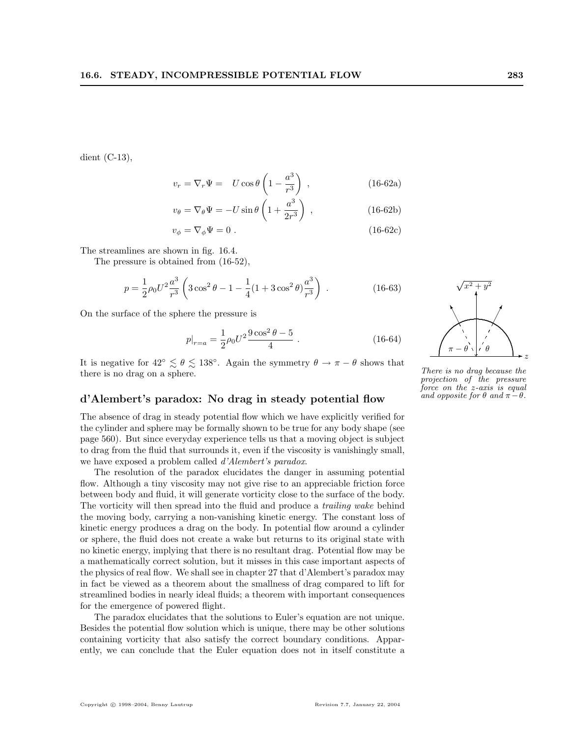dient (C-13),

$$v_r = \nabla_r \Psi = \quad U \cos\theta \left(1 - \frac{a^3}{r^3}\right) \ , \tag{16-62a}$$

$$v_\theta = \nabla_\theta \Psi = -U \sin\theta \left(1 + \frac{a^3}{2r^3}\right) \ , \tag{16-62b}$$

$$v_\phi = \nabla_\phi \Psi = 0 \ . \tag{16-62c}$$

The streamlines are shown in fig. 16.4.

The pressure is obtained from (16-52),

$$p = \frac{1}{2}\rho_0 U^2 \frac{a^3}{r^3} \left(3\cos^2\theta - 1 - \frac{1}{4}(1 + 3\cos^2\theta)\frac{a^3}{r^3}\right) \ . \tag{16-63}$$

On the surface of the sphere the pressure is

$$p|_{r=a} = \frac{1}{2}\rho_0 U^2 \frac{9\cos^2\theta - 5}{4} \ . \tag{16-64}$$

It is negative for $42^\circ \lesssim \theta \lesssim 138^\circ$. Again the symmetry $\theta \to \pi - \theta$ shows that there is no drag on a sphere.

*There is no drag because the projection of the pressure force on the z-axis is equal and opposite for $\theta$ and $\pi - \theta$.*

### d'Alembert's paradox: No drag in steady potential flow

The absence of drag in steady potential flow which we have explicitly verified for the cylinder and sphere may be formally shown to be true for any body shape (see page 560). But since everyday experience tells us that a moving object is subject to drag from the fluid that surrounds it, even if the viscosity is vanishingly small, we have exposed a problem called *d'Alembert's paradox*.

The resolution of the paradox elucidates the danger in assuming potential flow. Although a tiny viscosity may not give rise to an appreciable friction force between body and fluid, it will generate vorticity close to the surface of the body. The vorticity will then spread into the fluid and produce a *trailing wake* behind the moving body, carrying a non-vanishing kinetic energy. The constant loss of kinetic energy produces a drag on the body. In potential flow around a cylinder or sphere, the fluid does not create a wake but returns to its original state with no kinetic energy, implying that there is no resultant drag. Potential flow may be a mathematically correct solution, but it misses in this case important aspects of the physics of real flow. We shall see in chapter 27 that d'Alembert's paradox may in fact be viewed as a theorem about the smallness of drag compared to lift for streamlined bodies in nearly ideal fluids; a theorem with important consequences for the emergence of powered flight.

The paradox elucidates that the solutions to Euler's equation are not unique. Besides the potential flow solution which is unique, there may be other solutions containing vorticity that also satisfy the correct boundary conditions. Apparently, we can conclude that the Euler equation does not in itself constitute a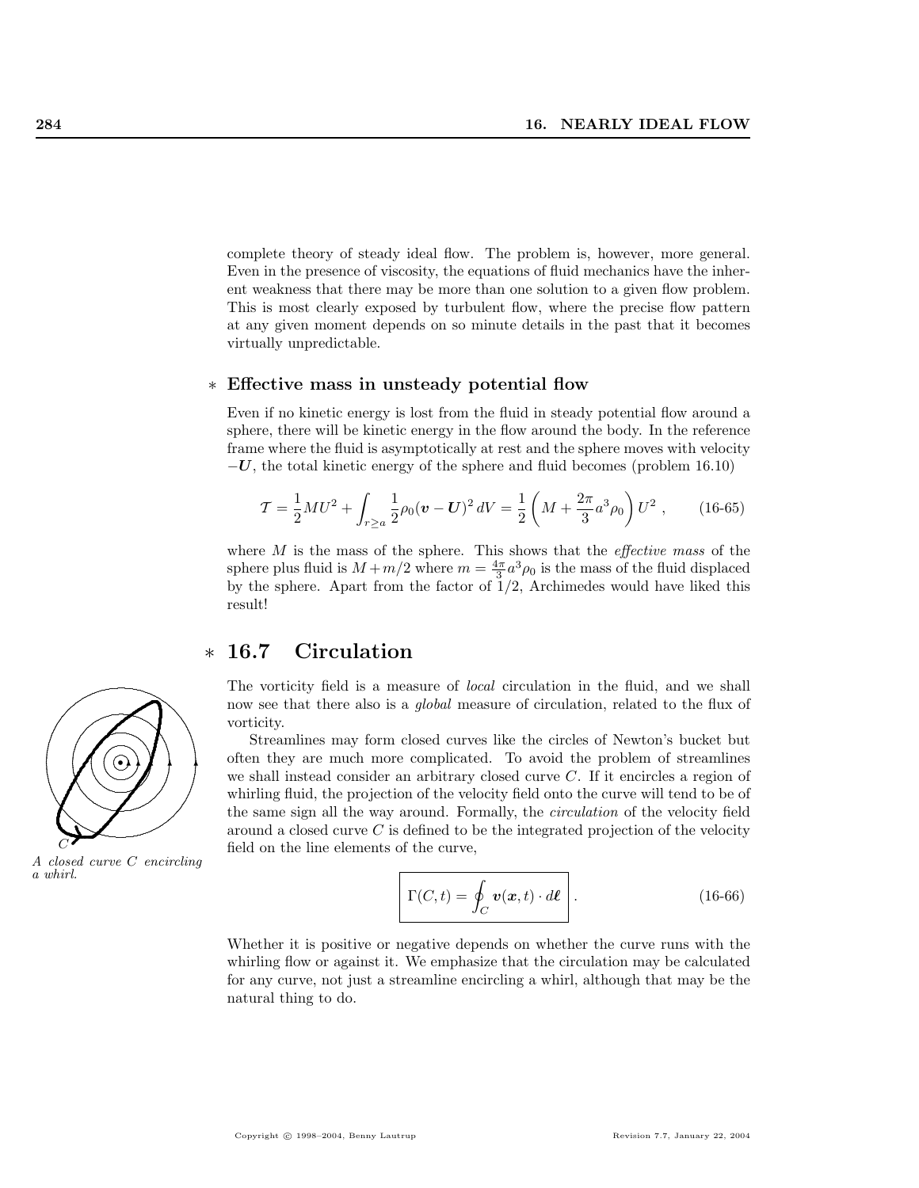complete theory of steady ideal flow. The problem is, however, more general. Even in the presence of viscosity, the equations of fluid mechanics have the inherent weakness that there may be more than one solution to a given flow problem. This is most clearly exposed by turbulent flow, where the precise flow pattern at any given moment depends on so minute details in the past that it becomes virtually unpredictable.

### ∗ Effective mass in unsteady potential flow

Even if no kinetic energy is lost from the fluid in steady potential flow around a sphere, there will be kinetic energy in the flow around the body. In the reference frame where the fluid is asymptotically at rest and the sphere moves with velocity $-\boldsymbol{U}$, the total kinetic energy of the sphere and fluid becomes (problem 16.10)

$$\mathcal{T} = \frac{1}{2}MU^2 + \int_{r \geq a} \frac{1}{2}\rho_0(\boldsymbol{v} - \boldsymbol{U})^2\, dV = \frac{1}{2}\left(M + \frac{2\pi}{3}a^3\rho_0\right)U^2 \,, \qquad \text{(16-65)}$$

where $M$ is the mass of the sphere. This shows that the *effective mass* of the sphere plus fluid is $M + m/2$ where $m = \frac{4\pi}{3}a^3\rho_0$ is the mass of the fluid displaced by the sphere. Apart from the factor of 1/2, Archimedes would have liked this result!

## ∗ 16.7 Circulation

The vorticity field is a measure of *local* circulation in the fluid, and we shall now see that there also is a *global* measure of circulation, related to the flux of vorticity.

Streamlines may form closed curves like the circles of Newton's bucket but often they are much more complicated. To avoid the problem of streamlines we shall instead consider an arbitrary closed curve $C$. If it encircles a region of whirling fluid, the projection of the velocity field onto the curve will tend to be of the same sign all the way around. Formally, the *circulation* of the velocity field around a closed curve $C$ is defined to be the integrated projection of the velocity field on the line elements of the curve,

*A closed curve $C$ encircling a whirl.*

$$\boxed{\Gamma(C, t) = \oint_C \boldsymbol{v}(\boldsymbol{x}, t) \cdot d\boldsymbol{\ell}} \,. \qquad \text{(16-66)}$$

Whether it is positive or negative depends on whether the curve runs with the whirling flow or against it. We emphasize that the circulation may be calculated for any curve, not just a streamline encircling a whirl, although that may be the natural thing to do.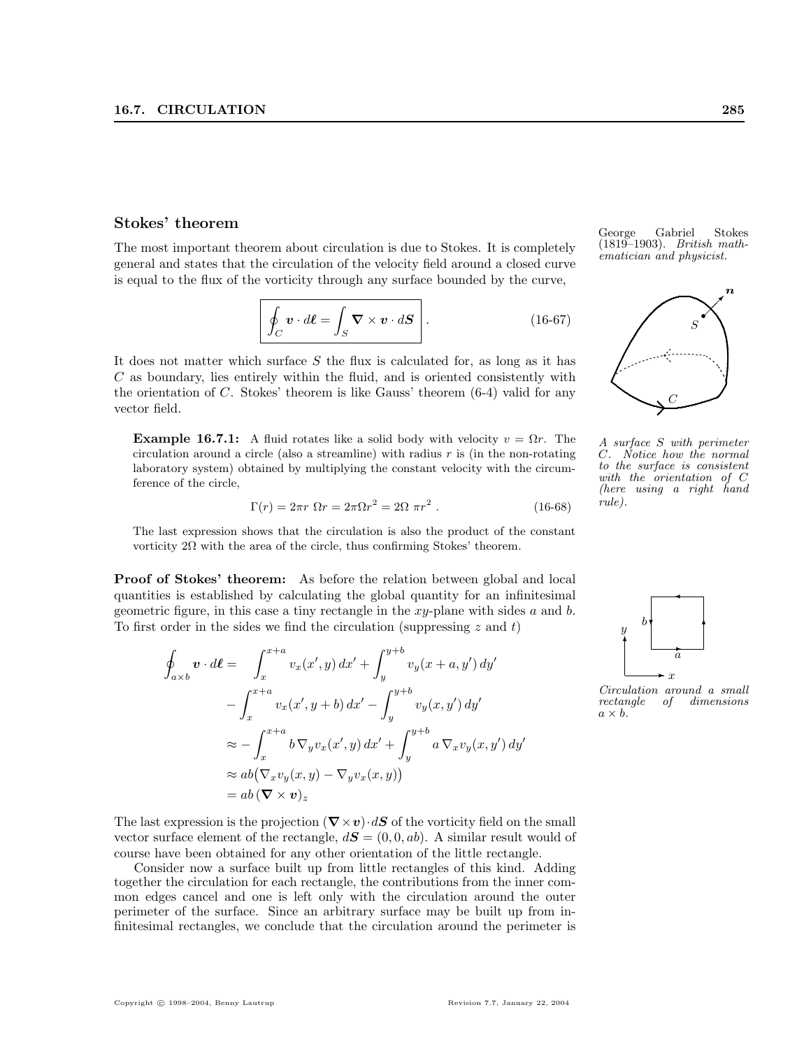## Stokes' theorem

George Gabriel Stokes (1819–1903). *British mathematician and physicist.*

The most important theorem about circulation is due to Stokes. It is completely general and states that the circulation of the velocity field around a closed curve is equal to the flux of the vorticity through any surface bounded by the curve,

$$\boxed{\oint_C \boldsymbol{v} \cdot d\boldsymbol{\ell} = \int_S \boldsymbol{\nabla} \times \boldsymbol{v} \cdot d\boldsymbol{S}} \ . \tag{16-67}$$

It does not matter which surface $S$ the flux is calculated for, as long as it has $C$ as boundary, lies entirely within the fluid, and is oriented consistently with the orientation of $C$. Stokes' theorem is like Gauss' theorem (6-4) valid for any vector field.

*A surface $S$ with perimeter $C$. Notice how the normal to the surface is consistent with the orientation of $C$ (here using a right hand rule).*

**Example 16.7.1:** A fluid rotates like a solid body with velocity $v = \Omega r$. The circulation around a circle (also a streamline) with radius $r$ is (in the non-rotating laboratory system) obtained by multiplying the constant velocity with the circumference of the circle,

$$\Gamma(r) = 2\pi r \ \Omega r = 2\pi \Omega r^2 = 2\Omega \ \pi r^2 \ . \tag{16-68}$$

The last expression shows that the circulation is also the product of the constant vorticity $2\Omega$ with the area of the circle, thus confirming Stokes' theorem.

**Proof of Stokes' theorem:** As before the relation between global and local quantities is established by calculating the global quantity for an infinitesimal geometric figure, in this case a tiny rectangle in the $xy$-plane with sides $a$ and $b$. To first order in the sides we find the circulation (suppressing $z$ and $t$)

$$\begin{aligned}
\oint_{a\times b} \boldsymbol{v} \cdot d\boldsymbol{\ell} = & \int_x^{x+a} v_x(x', y)\, dx' + \int_y^{y+b} v_y(x+a, y')\, dy' \\
& - \int_x^{x+a} v_x(x', y+b)\, dx' - \int_y^{y+b} v_y(x, y')\, dy' \\
& \approx - \int_x^{x+a} b\, \nabla_y v_x(x', y)\, dx' + \int_y^{y+b} a\, \nabla_x v_y(x, y')\, dy' \\
& \approx ab\big(\nabla_x v_y(x,y) - \nabla_y v_x(x,y)\big) \\
& = ab\, (\boldsymbol{\nabla} \times \boldsymbol{v})_z
\end{aligned}$$

*Circulation around a small rectangle of dimensions $a \times b$.*

The last expression is the projection $(\boldsymbol{\nabla} \times \boldsymbol{v}) \cdot d\boldsymbol{S}$ of the vorticity field on the small vector surface element of the rectangle, $d\boldsymbol{S} = (0, 0, ab)$. A similar result would of course have been obtained for any other orientation of the little rectangle.

Consider now a surface built up from little rectangles of this kind. Adding together the circulation for each rectangle, the contributions from the inner common edges cancel and one is left only with the circulation around the outer perimeter of the surface. Since an arbitrary surface may be built up from infinitesimal rectangles, we conclude that the circulation around the perimeter is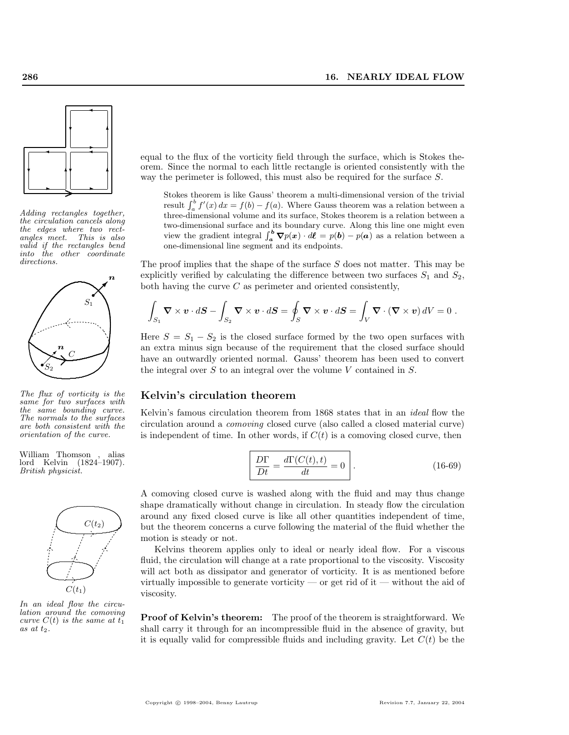equal to the flux of the vorticity field through the surface, which is Stokes theorem. Since the normal to each little rectangle is oriented consistently with the way the perimeter is followed, this must also be required for the surface $S$.

*Adding rectangles together, the circulation cancels along the edges where two rectangles meet. This is also valid if the rectangles bend into the other coordinate directions.*

> Stokes theorem is like Gauss' theorem a multi-dimensional version of the trivial result $\int_a^b f'(x)\,dx = f(b) - f(a)$. Where Gauss theorem was a relation between a three-dimensional volume and its surface, Stokes theorem is a relation between a two-dimensional surface and its boundary curve. Along this line one might even view the gradient integral $\int_{\boldsymbol{a}}^{\boldsymbol{b}} \boldsymbol{\nabla} p(\boldsymbol{x}) \cdot d\boldsymbol{\ell} = p(\boldsymbol{b}) - p(\boldsymbol{a})$ as a relation between a one-dimensional line segment and its endpoints.

The proof implies that the shape of the surface $S$ does not matter. This may be explicitly verified by calculating the difference between two surfaces $S_1$ and $S_2$, both having the curve $C$ as perimeter and oriented consistently,

$$\int_{S_1} \boldsymbol{\nabla} \times \boldsymbol{v} \cdot d\boldsymbol{S} - \int_{S_2} \boldsymbol{\nabla} \times \boldsymbol{v} \cdot d\boldsymbol{S} = \oint_S \boldsymbol{\nabla} \times \boldsymbol{v} \cdot d\boldsymbol{S} = \int_V \boldsymbol{\nabla} \cdot (\boldsymbol{\nabla} \times \boldsymbol{v})\, dV = 0 .$$

Here $S = S_1 - S_2$ is the closed surface formed by the two open surfaces with an extra minus sign because of the requirement that the closed surface should have an outwardly oriented normal. Gauss' theorem has been used to convert the integral over $S$ to an integral over the volume $V$ contained in $S$.

*The flux of vorticity is the same for two surfaces with the same bounding curve. The normals to the surfaces are both consistent with the orientation of the curve.*

## Kelvin's circulation theorem

Kelvin's famous circulation theorem from 1868 states that in an *ideal* flow the circulation around a *comoving* closed curve (also called a closed material curve) is independent of time. In other words, if $C(t)$ is a comoving closed curve, then

William Thomson , alias lord Kelvin (1824–1907). *British physicist.*

$$\boxed{\frac{D\Gamma}{Dt} = \frac{d\Gamma(C(t),t)}{dt} = 0} \,. \tag{16-69}$$

A comoving closed curve is washed along with the fluid and may thus change shape dramatically without change in circulation. In steady flow the circulation around any fixed closed curve is like all other quantities independent of time, but the theorem concerns a curve following the material of the fluid whether the motion is steady or not.

Kelvins theorem applies only to ideal or nearly ideal flow. For a viscous fluid, the circulation will change at a rate proportional to the viscosity. Viscosity will act both as dissipator and generator of vorticity. It is as mentioned before virtually impossible to generate vorticity — or get rid of it — without the aid of viscosity.

*In an ideal flow the circulation around the comoving curve $C(t)$ is the same at $t_1$ as at $t_2$.*

**Proof of Kelvin's theorem:** The proof of the theorem is straightforward. We shall carry it through for an incompressible fluid in the absence of gravity, but it is equally valid for compressible fluids and including gravity. Let $C(t)$ be the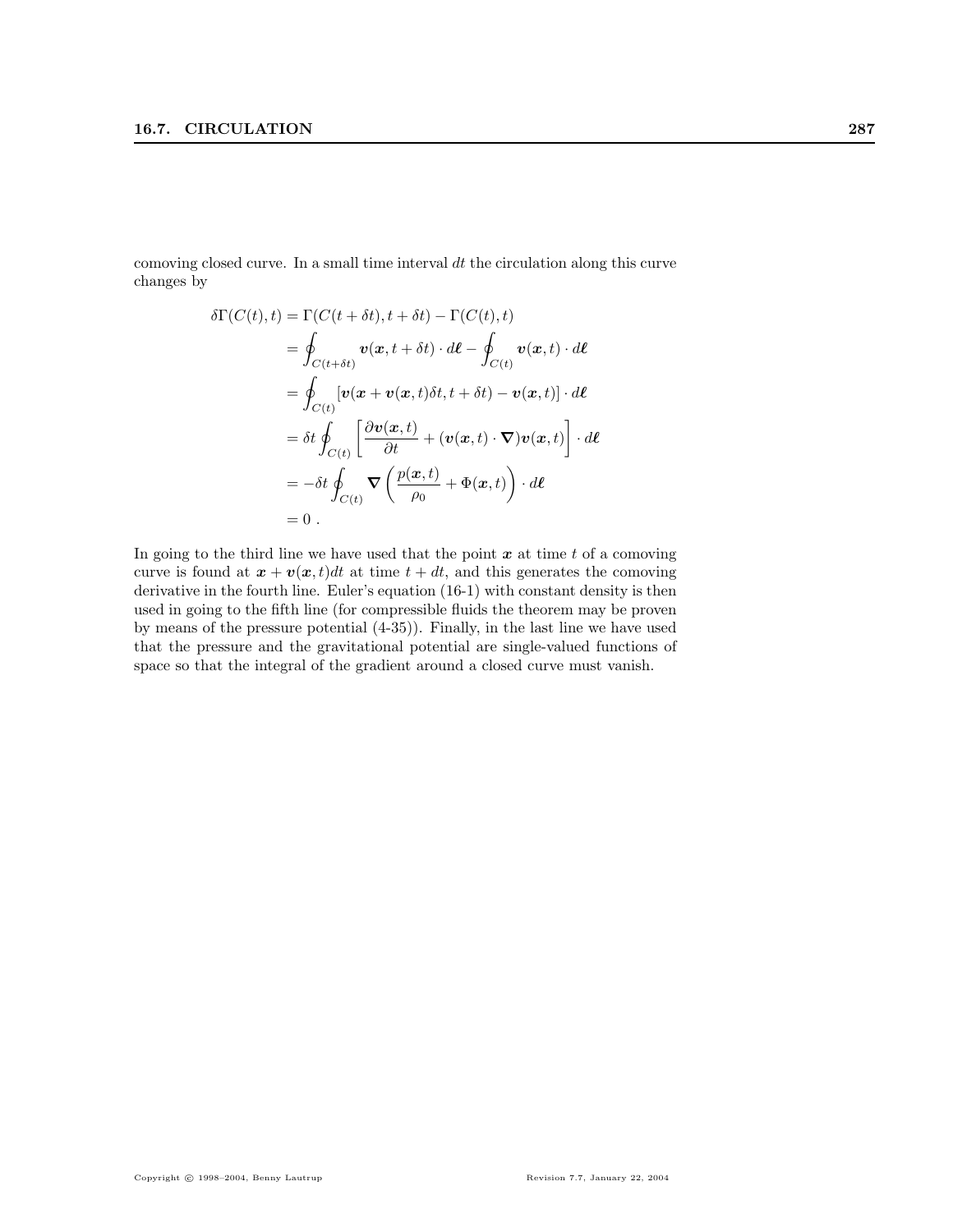comoving closed curve. In a small time interval $dt$ the circulation along this curve changes by

$$
\begin{aligned}
\delta\Gamma(C(t),t) &= \Gamma(C(t+\delta t), t+\delta t) - \Gamma(C(t),t) \\
&= \oint_{C(t+\delta t)} \boldsymbol{v}(\boldsymbol{x}, t+\delta t)\cdot d\boldsymbol{\ell} - \oint_{C(t)} \boldsymbol{v}(\boldsymbol{x},t)\cdot d\boldsymbol{\ell} \\
&= \oint_{C(t)} [\boldsymbol{v}(\boldsymbol{x}+\boldsymbol{v}(\boldsymbol{x},t)\delta t, t+\delta t) - \boldsymbol{v}(\boldsymbol{x},t)]\cdot d\boldsymbol{\ell} \\
&= \delta t \oint_{C(t)} \left[\frac{\partial \boldsymbol{v}(\boldsymbol{x},t)}{\partial t} + (\boldsymbol{v}(\boldsymbol{x},t)\cdot\boldsymbol{\nabla})\boldsymbol{v}(\boldsymbol{x},t)\right]\cdot d\boldsymbol{\ell} \\
&= -\delta t \oint_{C(t)} \boldsymbol{\nabla}\left(\frac{p(\boldsymbol{x},t)}{\rho_0} + \Phi(\boldsymbol{x},t)\right)\cdot d\boldsymbol{\ell} \\
&= 0 \, .
\end{aligned}
$$

In going to the third line we have used that the point $\boldsymbol{x}$ at time $t$ of a comoving curve is found at $\boldsymbol{x}+\boldsymbol{v}(\boldsymbol{x},t)dt$ at time $t+dt$, and this generates the comoving derivative in the fourth line. Euler's equation (16-1) with constant density is then used in going to the fifth line (for compressible fluids the theorem may be proven by means of the pressure potential (4-35)). Finally, in the last line we have used that the pressure and the gravitational potential are single-valued functions of space so that the integral of the gradient around a closed curve must vanish.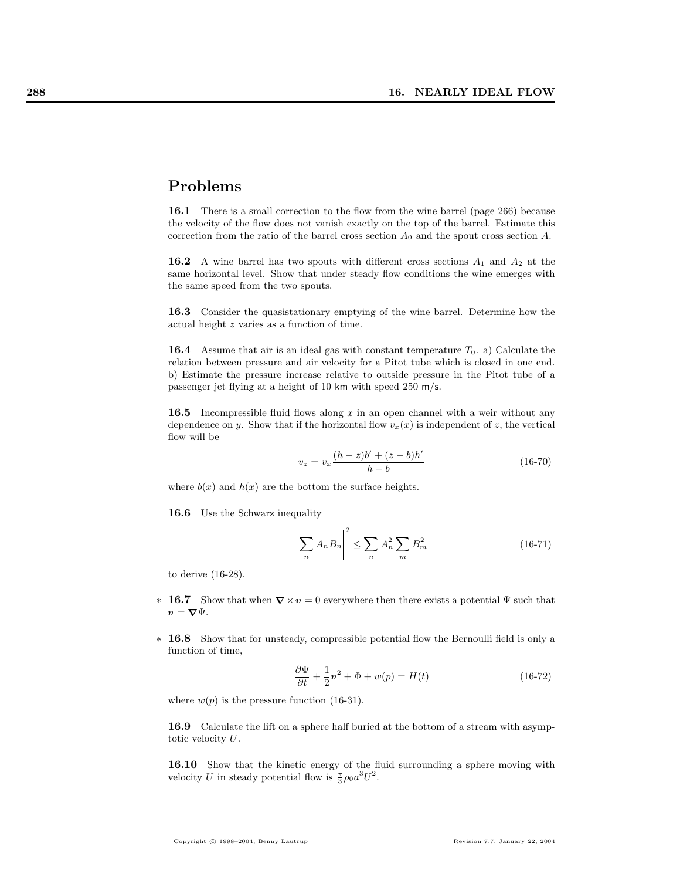## Problems

**16.1** There is a small correction to the flow from the wine barrel (page 266) because the velocity of the flow does not vanish exactly on the top of the barrel. Estimate this correction from the ratio of the barrel cross section $A_0$ and the spout cross section $A$.

**16.2** A wine barrel has two spouts with different cross sections $A_1$ and $A_2$ at the same horizontal level. Show that under steady flow conditions the wine emerges with the same speed from the two spouts.

**16.3** Consider the quasistationary emptying of the wine barrel. Determine how the actual height $z$ varies as a function of time.

**16.4** Assume that air is an ideal gas with constant temperature $T_0$. a) Calculate the relation between pressure and air velocity for a Pitot tube which is closed in one end. b) Estimate the pressure increase relative to outside pressure in the Pitot tube of a passenger jet flying at a height of 10 km with speed 250 m/s.

**16.5** Incompressible fluid flows along $x$ in an open channel with a weir without any dependence on $y$. Show that if the horizontal flow $v_x(x)$ is independent of $z$, the vertical flow will be

$$v_z = v_x \frac{(h-z)b' + (z-b)h'}{h-b} \tag{16-70}$$

where $b(x)$ and $h(x)$ are the bottom the surface heights.

**16.6** Use the Schwarz inequality

$$\left| \sum_n A_n B_n \right|^2 \leq \sum_n A_n^2 \sum_m B_m^2 \tag{16-71}$$

to derive (16-28).

\* **16.7** Show that when $\nabla \times \boldsymbol{v} = 0$ everywhere then there exists a potential $\Psi$ such that $\boldsymbol{v} = \nabla \Psi$.

\* **16.8** Show that for unsteady, compressible potential flow the Bernoulli field is only a function of time,

$$\frac{\partial \Psi}{\partial t} + \frac{1}{2}\boldsymbol{v}^2 + \Phi + w(p) = H(t) \tag{16-72}$$

where $w(p)$ is the pressure function (16-31).

**16.9** Calculate the lift on a sphere half buried at the bottom of a stream with asymptotic velocity $U$.

**16.10** Show that the kinetic energy of the fluid surrounding a sphere moving with velocity $U$ in steady potential flow is $\frac{\pi}{3}\rho_0 a^3 U^2$.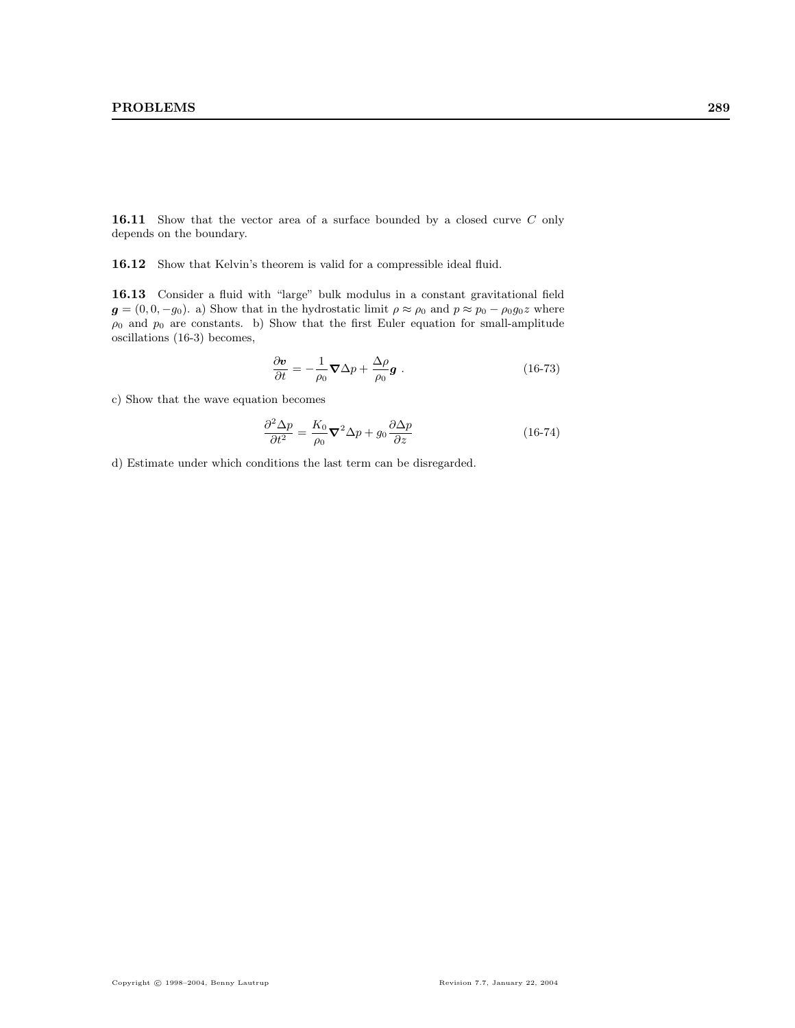**16.11** Show that the vector area of a surface bounded by a closed curve $C$ only depends on the boundary.

**16.12** Show that Kelvin's theorem is valid for a compressible ideal fluid.

**16.13** Consider a fluid with "large" bulk modulus in a constant gravitational field $\boldsymbol{g} = (0, 0, -g_0)$. a) Show that in the hydrostatic limit $\rho \approx \rho_0$ and $p \approx p_0 - \rho_0 g_0 z$ where $\rho_0$ and $p_0$ are constants. b) Show that the first Euler equation for small-amplitude oscillations (16-3) becomes,

$$\frac{\partial \boldsymbol{v}}{\partial t} = -\frac{1}{\rho_0}\boldsymbol{\nabla}\Delta p + \frac{\Delta\rho}{\rho_0}\boldsymbol{g} \ . \tag{16-73}$$

c) Show that the wave equation becomes

$$\frac{\partial^2 \Delta p}{\partial t^2} = \frac{K_0}{\rho_0}\boldsymbol{\nabla}^2\Delta p + g_0\frac{\partial \Delta p}{\partial z} \tag{16-74}$$

d) Estimate under which conditions the last term can be disregarded.